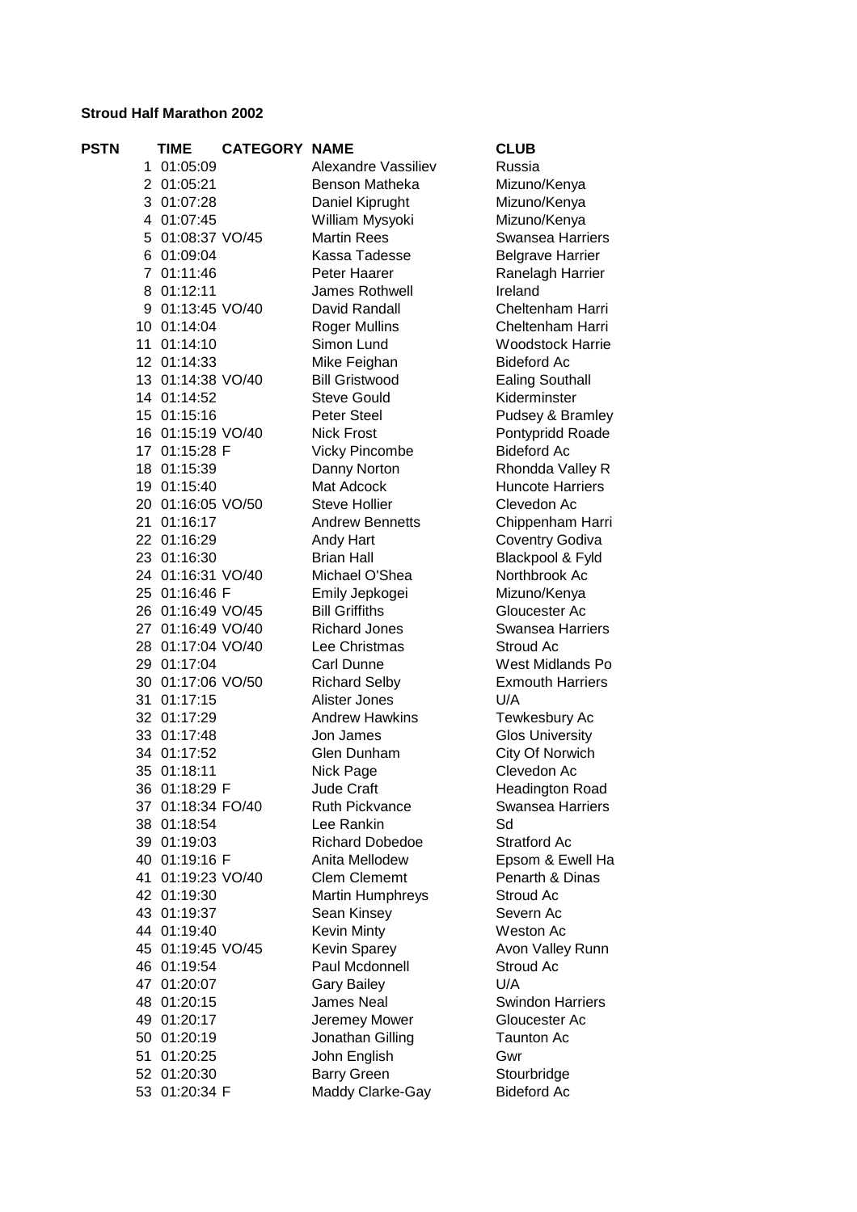**Stroud Half Marathon 2002**

| PSTN | TIME | CATEGORY | NAME | CLUB |
|---|---|---|---|---|
| 1 | 01:05:09 | | Alexandre Vassiliev | Russia |
| 2 | 01:05:21 | | Benson Matheka | Mizuno/Kenya |
| 3 | 01:07:28 | | Daniel Kiprught | Mizuno/Kenya |
| 4 | 01:07:45 | | William Mysyoki | Mizuno/Kenya |
| 5 | 01:08:37 | VO/45 | Martin Rees | Swansea Harriers |
| 6 | 01:09:04 | | Kassa Tadesse | Belgrave Harrier |
| 7 | 01:11:46 | | Peter Haarer | Ranelagh Harrier |
| 8 | 01:12:11 | | James Rothwell | Ireland |
| 9 | 01:13:45 | VO/40 | David Randall | Cheltenham Harri |
| 10 | 01:14:04 | | Roger Mullins | Cheltenham Harri |
| 11 | 01:14:10 | | Simon Lund | Woodstock Harrie |
| 12 | 01:14:33 | | Mike Feighan | Bideford Ac |
| 13 | 01:14:38 | VO/40 | Bill Gristwood | Ealing Southall |
| 14 | 01:14:52 | | Steve Gould | Kiderminster |
| 15 | 01:15:16 | | Peter Steel | Pudsey & Bramley |
| 16 | 01:15:19 | VO/40 | Nick Frost | Pontypridd Roade |
| 17 | 01:15:28 | F | Vicky Pincombe | Bideford Ac |
| 18 | 01:15:39 | | Danny Norton | Rhondda Valley R |
| 19 | 01:15:40 | | Mat Adcock | Huncote Harriers |
| 20 | 01:16:05 | VO/50 | Steve Hollier | Clevedon Ac |
| 21 | 01:16:17 | | Andrew Bennetts | Chippenham Harri |
| 22 | 01:16:29 | | Andy Hart | Coventry Godiva |
| 23 | 01:16:30 | | Brian Hall | Blackpool & Fyld |
| 24 | 01:16:31 | VO/40 | Michael O'Shea | Northbrook Ac |
| 25 | 01:16:46 | F | Emily Jepkogei | Mizuno/Kenya |
| 26 | 01:16:49 | VO/45 | Bill Griffiths | Gloucester Ac |
| 27 | 01:16:49 | VO/40 | Richard Jones | Swansea Harriers |
| 28 | 01:17:04 | VO/40 | Lee Christmas | Stroud Ac |
| 29 | 01:17:04 | | Carl Dunne | West Midlands Po |
| 30 | 01:17:06 | VO/50 | Richard Selby | Exmouth Harriers |
| 31 | 01:17:15 | | Alister Jones | U/A |
| 32 | 01:17:29 | | Andrew Hawkins | Tewkesbury Ac |
| 33 | 01:17:48 | | Jon James | Glos University |
| 34 | 01:17:52 | | Glen Dunham | City Of Norwich |
| 35 | 01:18:11 | | Nick Page | Clevedon Ac |
| 36 | 01:18:29 | F | Jude Craft | Headington Road |
| 37 | 01:18:34 | FO/40 | Ruth Pickvance | Swansea Harriers |
| 38 | 01:18:54 | | Lee Rankin | Sd |
| 39 | 01:19:03 | | Richard Dobedoe | Stratford Ac |
| 40 | 01:19:16 | F | Anita Mellodew | Epsom & Ewell Ha |
| 41 | 01:19:23 | VO/40 | Clem Clememt | Penarth & Dinas |
| 42 | 01:19:30 | | Martin Humphreys | Stroud Ac |
| 43 | 01:19:37 | | Sean Kinsey | Severn Ac |
| 44 | 01:19:40 | | Kevin Minty | Weston Ac |
| 45 | 01:19:45 | VO/45 | Kevin Sparey | Avon Valley Runn |
| 46 | 01:19:54 | | Paul Mcdonnell | Stroud Ac |
| 47 | 01:20:07 | | Gary Bailey | U/A |
| 48 | 01:20:15 | | James Neal | Swindon Harriers |
| 49 | 01:20:17 | | Jeremey Mower | Gloucester Ac |
| 50 | 01:20:19 | | Jonathan Gilling | Taunton Ac |
| 51 | 01:20:25 | | John English | Gwr |
| 52 | 01:20:30 | | Barry Green | Stourbridge |
| 53 | 01:20:34 | F | Maddy Clarke-Gay | Bideford Ac |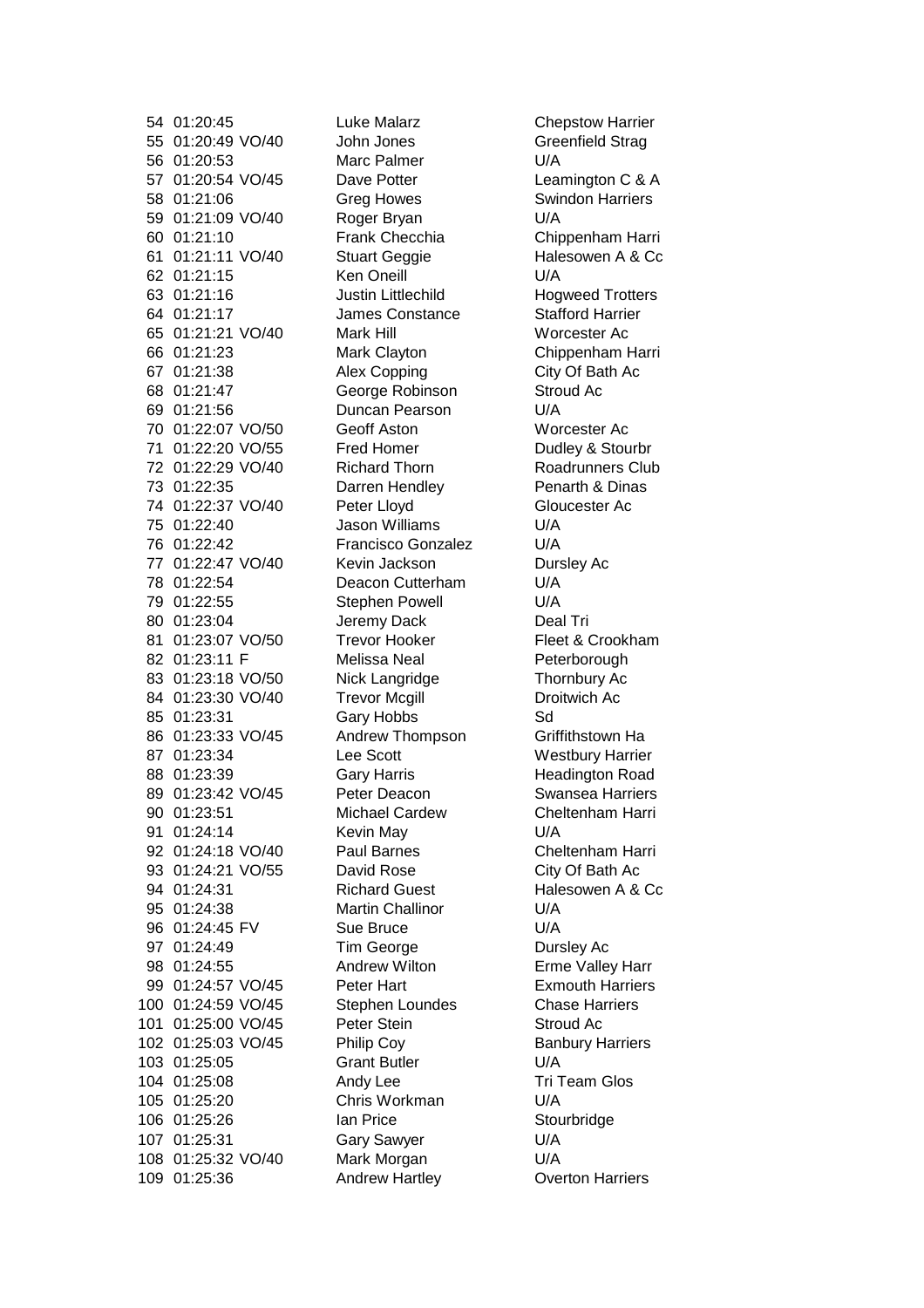| | | | | |
|---|---|---|---|---|
| 54 | 01:20:45 | | Luke Malarz | Chepstow Harrier |
| 55 | 01:20:49 | VO/40 | John Jones | Greenfield Strag |
| 56 | 01:20:53 | | Marc Palmer | U/A |
| 57 | 01:20:54 | VO/45 | Dave Potter | Leamington C & A |
| 58 | 01:21:06 | | Greg Howes | Swindon Harriers |
| 59 | 01:21:09 | VO/40 | Roger Bryan | U/A |
| 60 | 01:21:10 | | Frank Checchia | Chippenham Harri |
| 61 | 01:21:11 | VO/40 | Stuart Geggie | Halesowen A & Cc |
| 62 | 01:21:15 | | Ken Oneill | U/A |
| 63 | 01:21:16 | | Justin Littlechild | Hogweed Trotters |
| 64 | 01:21:17 | | James Constance | Stafford Harrier |
| 65 | 01:21:21 | VO/40 | Mark Hill | Worcester Ac |
| 66 | 01:21:23 | | Mark Clayton | Chippenham Harri |
| 67 | 01:21:38 | | Alex Copping | City Of Bath Ac |
| 68 | 01:21:47 | | George Robinson | Stroud Ac |
| 69 | 01:21:56 | | Duncan Pearson | U/A |
| 70 | 01:22:07 | VO/50 | Geoff Aston | Worcester Ac |
| 71 | 01:22:20 | VO/55 | Fred Homer | Dudley & Stourbr |
| 72 | 01:22:29 | VO/40 | Richard Thorn | Roadrunners Club |
| 73 | 01:22:35 | | Darren Hendley | Penarth & Dinas |
| 74 | 01:22:37 | VO/40 | Peter Lloyd | Gloucester Ac |
| 75 | 01:22:40 | | Jason Williams | U/A |
| 76 | 01:22:42 | | Francisco Gonzalez | U/A |
| 77 | 01:22:47 | VO/40 | Kevin Jackson | Dursley Ac |
| 78 | 01:22:54 | | Deacon Cutterham | U/A |
| 79 | 01:22:55 | | Stephen Powell | U/A |
| 80 | 01:23:04 | | Jeremy Dack | Deal Tri |
| 81 | 01:23:07 | VO/50 | Trevor Hooker | Fleet & Crookham |
| 82 | 01:23:11 | F | Melissa Neal | Peterborough |
| 83 | 01:23:18 | VO/50 | Nick Langridge | Thornbury Ac |
| 84 | 01:23:30 | VO/40 | Trevor Mcgill | Droitwich Ac |
| 85 | 01:23:31 | | Gary Hobbs | Sd |
| 86 | 01:23:33 | VO/45 | Andrew Thompson | Griffithstown Ha |
| 87 | 01:23:34 | | Lee Scott | Westbury Harrier |
| 88 | 01:23:39 | | Gary Harris | Headington Road |
| 89 | 01:23:42 | VO/45 | Peter Deacon | Swansea Harriers |
| 90 | 01:23:51 | | Michael Cardew | Cheltenham Harri |
| 91 | 01:24:14 | | Kevin May | U/A |
| 92 | 01:24:18 | VO/40 | Paul Barnes | Cheltenham Harri |
| 93 | 01:24:21 | VO/55 | David Rose | City Of Bath Ac |
| 94 | 01:24:31 | | Richard Guest | Halesowen A & Cc |
| 95 | 01:24:38 | | Martin Challinor | U/A |
| 96 | 01:24:45 | FV | Sue Bruce | U/A |
| 97 | 01:24:49 | | Tim George | Dursley Ac |
| 98 | 01:24:55 | | Andrew Wilton | Erme Valley Harr |
| 99 | 01:24:57 | VO/45 | Peter Hart | Exmouth Harriers |
| 100 | 01:24:59 | VO/45 | Stephen Loundes | Chase Harriers |
| 101 | 01:25:00 | VO/45 | Peter Stein | Stroud Ac |
| 102 | 01:25:03 | VO/45 | Philip Coy | Banbury Harriers |
| 103 | 01:25:05 | | Grant Butler | U/A |
| 104 | 01:25:08 | | Andy Lee | Tri Team Glos |
| 105 | 01:25:20 | | Chris Workman | U/A |
| 106 | 01:25:26 | | Ian Price | Stourbridge |
| 107 | 01:25:31 | | Gary Sawyer | U/A |
| 108 | 01:25:32 | VO/40 | Mark Morgan | U/A |
| 109 | 01:25:36 | | Andrew Hartley | Overton Harriers |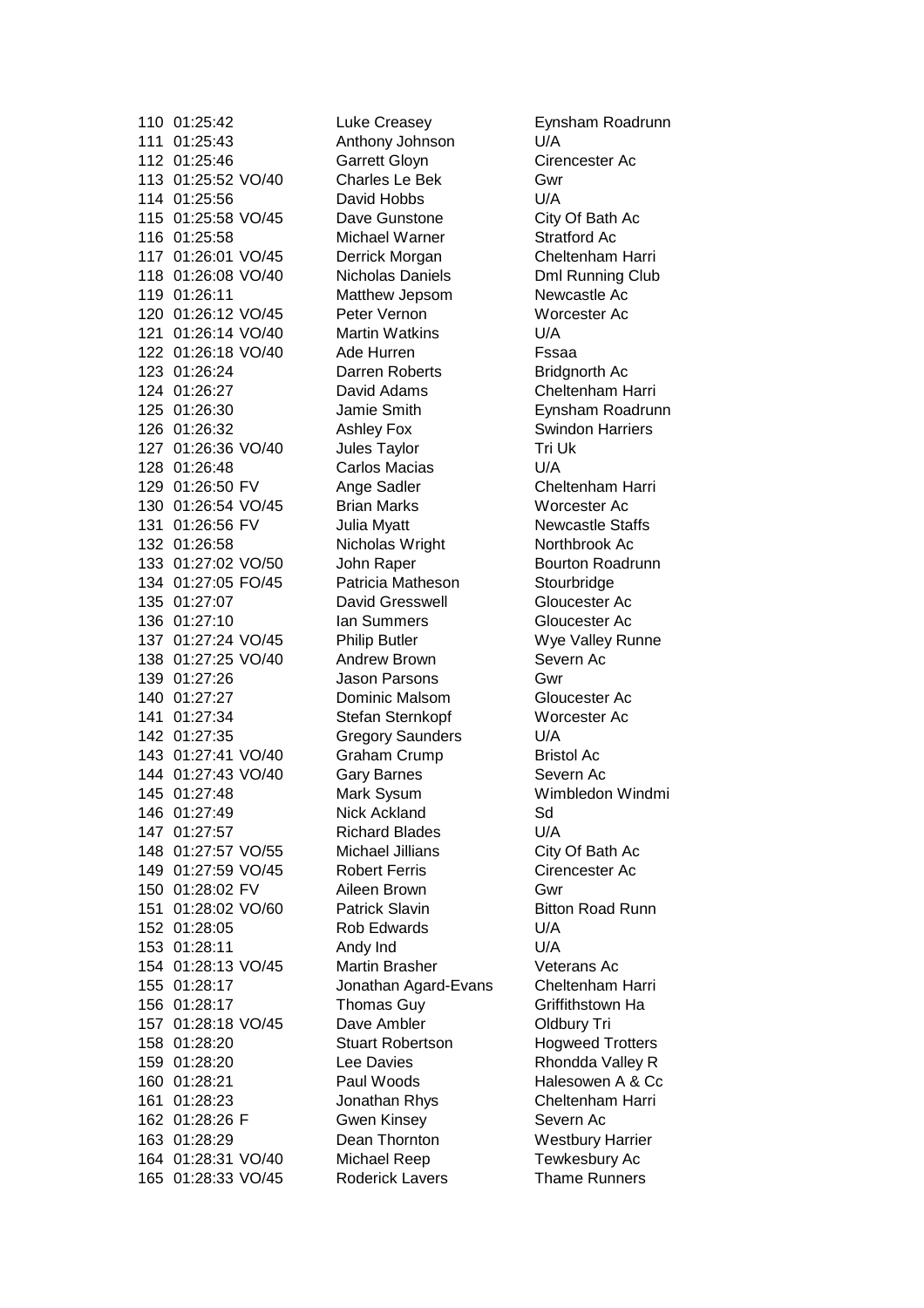| | | | | |
|---|---|---|---|---|
| 110 | 01:25:42 | | Luke Creasey | Eynsham Roadrunn |
| 111 | 01:25:43 | | Anthony Johnson | U/A |
| 112 | 01:25:46 | | Garrett Gloyn | Cirencester Ac |
| 113 | 01:25:52 | VO/40 | Charles Le Bek | Gwr |
| 114 | 01:25:56 | | David Hobbs | U/A |
| 115 | 01:25:58 | VO/45 | Dave Gunstone | City Of Bath Ac |
| 116 | 01:25:58 | | Michael Warner | Stratford Ac |
| 117 | 01:26:01 | VO/45 | Derrick Morgan | Cheltenham Harri |
| 118 | 01:26:08 | VO/40 | Nicholas Daniels | Dml Running Club |
| 119 | 01:26:11 | | Matthew Jepsom | Newcastle Ac |
| 120 | 01:26:12 | VO/45 | Peter Vernon | Worcester Ac |
| 121 | 01:26:14 | VO/40 | Martin Watkins | U/A |
| 122 | 01:26:18 | VO/40 | Ade Hurren | Fssaa |
| 123 | 01:26:24 | | Darren Roberts | Bridgnorth Ac |
| 124 | 01:26:27 | | David Adams | Cheltenham Harri |
| 125 | 01:26:30 | | Jamie Smith | Eynsham Roadrunn |
| 126 | 01:26:32 | | Ashley Fox | Swindon Harriers |
| 127 | 01:26:36 | VO/40 | Jules Taylor | Tri Uk |
| 128 | 01:26:48 | | Carlos Macias | U/A |
| 129 | 01:26:50 | FV | Ange Sadler | Cheltenham Harri |
| 130 | 01:26:54 | VO/45 | Brian Marks | Worcester Ac |
| 131 | 01:26:56 | FV | Julia Myatt | Newcastle Staffs |
| 132 | 01:26:58 | | Nicholas Wright | Northbrook Ac |
| 133 | 01:27:02 | VO/50 | John Raper | Bourton Roadrunn |
| 134 | 01:27:05 | FO/45 | Patricia Matheson | Stourbridge |
| 135 | 01:27:07 | | David Gresswell | Gloucester Ac |
| 136 | 01:27:10 | | Ian Summers | Gloucester Ac |
| 137 | 01:27:24 | VO/45 | Philip Butler | Wye Valley Runne |
| 138 | 01:27:25 | VO/40 | Andrew Brown | Severn Ac |
| 139 | 01:27:26 | | Jason Parsons | Gwr |
| 140 | 01:27:27 | | Dominic Malsom | Gloucester Ac |
| 141 | 01:27:34 | | Stefan Sternkopf | Worcester Ac |
| 142 | 01:27:35 | | Gregory Saunders | U/A |
| 143 | 01:27:41 | VO/40 | Graham Crump | Bristol Ac |
| 144 | 01:27:43 | VO/40 | Gary Barnes | Severn Ac |
| 145 | 01:27:48 | | Mark Sysum | Wimbledon Windmi |
| 146 | 01:27:49 | | Nick Ackland | Sd |
| 147 | 01:27:57 | | Richard Blades | U/A |
| 148 | 01:27:57 | VO/55 | Michael Jillians | City Of Bath Ac |
| 149 | 01:27:59 | VO/45 | Robert Ferris | Cirencester Ac |
| 150 | 01:28:02 | FV | Aileen Brown | Gwr |
| 151 | 01:28:02 | VO/60 | Patrick Slavin | Bitton Road Runn |
| 152 | 01:28:05 | | Rob Edwards | U/A |
| 153 | 01:28:11 | | Andy Ind | U/A |
| 154 | 01:28:13 | VO/45 | Martin Brasher | Veterans Ac |
| 155 | 01:28:17 | | Jonathan Agard-Evans | Cheltenham Harri |
| 156 | 01:28:17 | | Thomas Guy | Griffithstown Ha |
| 157 | 01:28:18 | VO/45 | Dave Ambler | Oldbury Tri |
| 158 | 01:28:20 | | Stuart Robertson | Hogweed Trotters |
| 159 | 01:28:20 | | Lee Davies | Rhondda Valley R |
| 160 | 01:28:21 | | Paul Woods | Halesowen A & Cc |
| 161 | 01:28:23 | | Jonathan Rhys | Cheltenham Harri |
| 162 | 01:28:26 | F | Gwen Kinsey | Severn Ac |
| 163 | 01:28:29 | | Dean Thornton | Westbury Harrier |
| 164 | 01:28:31 | VO/40 | Michael Reep | Tewkesbury Ac |
| 165 | 01:28:33 | VO/45 | Roderick Lavers | Thame Runners |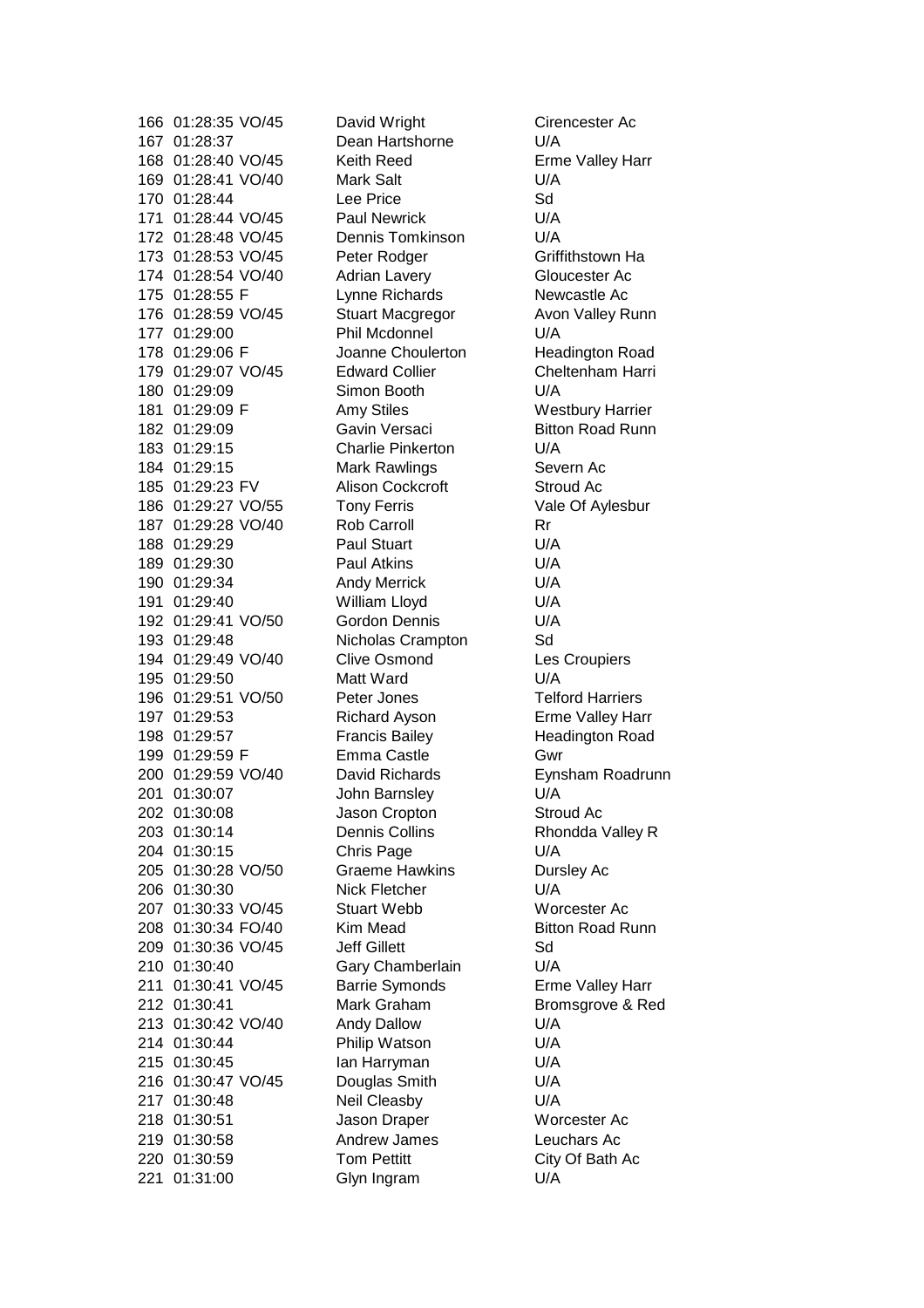| | | | | |
|---|---|---|---|---|
| 166 | 01:28:35 | VO/45 | David Wright | Cirencester Ac |
| 167 | 01:28:37 | | Dean Hartshorne | U/A |
| 168 | 01:28:40 | VO/45 | Keith Reed | Erme Valley Harr |
| 169 | 01:28:41 | VO/40 | Mark Salt | U/A |
| 170 | 01:28:44 | | Lee Price | Sd |
| 171 | 01:28:44 | VO/45 | Paul Newrick | U/A |
| 172 | 01:28:48 | VO/45 | Dennis Tomkinson | U/A |
| 173 | 01:28:53 | VO/45 | Peter Rodger | Griffithstown Ha |
| 174 | 01:28:54 | VO/40 | Adrian Lavery | Gloucester Ac |
| 175 | 01:28:55 | F | Lynne Richards | Newcastle Ac |
| 176 | 01:28:59 | VO/45 | Stuart Macgregor | Avon Valley Runn |
| 177 | 01:29:00 | | Phil Mcdonnel | U/A |
| 178 | 01:29:06 | F | Joanne Choulerton | Headington Road |
| 179 | 01:29:07 | VO/45 | Edward Collier | Cheltenham Harri |
| 180 | 01:29:09 | | Simon Booth | U/A |
| 181 | 01:29:09 | F | Amy Stiles | Westbury Harrier |
| 182 | 01:29:09 | | Gavin Versaci | Bitton Road Runn |
| 183 | 01:29:15 | | Charlie Pinkerton | U/A |
| 184 | 01:29:15 | | Mark Rawlings | Severn Ac |
| 185 | 01:29:23 | FV | Alison Cockcroft | Stroud Ac |
| 186 | 01:29:27 | VO/55 | Tony Ferris | Vale Of Aylesbur |
| 187 | 01:29:28 | VO/40 | Rob Carroll | Rr |
| 188 | 01:29:29 | | Paul Stuart | U/A |
| 189 | 01:29:30 | | Paul Atkins | U/A |
| 190 | 01:29:34 | | Andy Merrick | U/A |
| 191 | 01:29:40 | | William Lloyd | U/A |
| 192 | 01:29:41 | VO/50 | Gordon Dennis | U/A |
| 193 | 01:29:48 | | Nicholas Crampton | Sd |
| 194 | 01:29:49 | VO/40 | Clive Osmond | Les Croupiers |
| 195 | 01:29:50 | | Matt Ward | U/A |
| 196 | 01:29:51 | VO/50 | Peter Jones | Telford Harriers |
| 197 | 01:29:53 | | Richard Ayson | Erme Valley Harr |
| 198 | 01:29:57 | | Francis Bailey | Headington Road |
| 199 | 01:29:59 | F | Emma Castle | Gwr |
| 200 | 01:29:59 | VO/40 | David Richards | Eynsham Roadrunn |
| 201 | 01:30:07 | | John Barnsley | U/A |
| 202 | 01:30:08 | | Jason Cropton | Stroud Ac |
| 203 | 01:30:14 | | Dennis Collins | Rhondda Valley R |
| 204 | 01:30:15 | | Chris Page | U/A |
| 205 | 01:30:28 | VO/50 | Graeme Hawkins | Dursley Ac |
| 206 | 01:30:30 | | Nick Fletcher | U/A |
| 207 | 01:30:33 | VO/45 | Stuart Webb | Worcester Ac |
| 208 | 01:30:34 | FO/40 | Kim Mead | Bitton Road Runn |
| 209 | 01:30:36 | VO/45 | Jeff Gillett | Sd |
| 210 | 01:30:40 | | Gary Chamberlain | U/A |
| 211 | 01:30:41 | VO/45 | Barrie Symonds | Erme Valley Harr |
| 212 | 01:30:41 | | Mark Graham | Bromsgrove & Red |
| 213 | 01:30:42 | VO/40 | Andy Dallow | U/A |
| 214 | 01:30:44 | | Philip Watson | U/A |
| 215 | 01:30:45 | | Ian Harryman | U/A |
| 216 | 01:30:47 | VO/45 | Douglas Smith | U/A |
| 217 | 01:30:48 | | Neil Cleasby | U/A |
| 218 | 01:30:51 | | Jason Draper | Worcester Ac |
| 219 | 01:30:58 | | Andrew James | Leuchars Ac |
| 220 | 01:30:59 | | Tom Pettitt | City Of Bath Ac |
| 221 | 01:31:00 | | Glyn Ingram | U/A |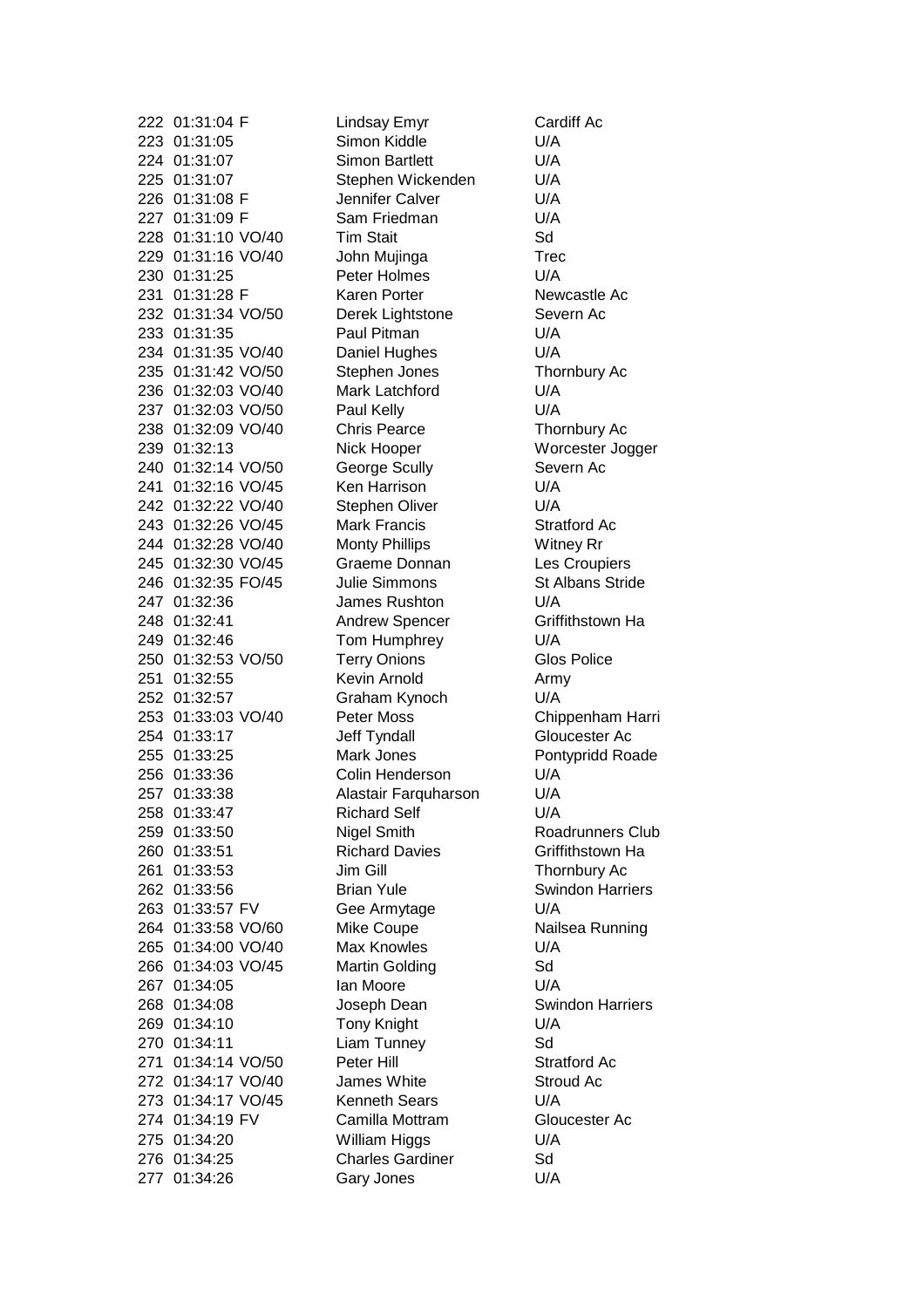| | | | | |
|---|---|---|---|---|
| 222 | 01:31:04 | F | Lindsay Emyr | Cardiff Ac |
| 223 | 01:31:05 | | Simon Kiddle | U/A |
| 224 | 01:31:07 | | Simon Bartlett | U/A |
| 225 | 01:31:07 | | Stephen Wickenden | U/A |
| 226 | 01:31:08 | F | Jennifer Calver | U/A |
| 227 | 01:31:09 | F | Sam Friedman | U/A |
| 228 | 01:31:10 | VO/40 | Tim Stait | Sd |
| 229 | 01:31:16 | VO/40 | John Mujinga | Trec |
| 230 | 01:31:25 | | Peter Holmes | U/A |
| 231 | 01:31:28 | F | Karen Porter | Newcastle Ac |
| 232 | 01:31:34 | VO/50 | Derek Lightstone | Severn Ac |
| 233 | 01:31:35 | | Paul Pitman | U/A |
| 234 | 01:31:35 | VO/40 | Daniel Hughes | U/A |
| 235 | 01:31:42 | VO/50 | Stephen Jones | Thornbury Ac |
| 236 | 01:32:03 | VO/40 | Mark Latchford | U/A |
| 237 | 01:32:03 | VO/50 | Paul Kelly | U/A |
| 238 | 01:32:09 | VO/40 | Chris Pearce | Thornbury Ac |
| 239 | 01:32:13 | | Nick Hooper | Worcester Jogger |
| 240 | 01:32:14 | VO/50 | George Scully | Severn Ac |
| 241 | 01:32:16 | VO/45 | Ken Harrison | U/A |
| 242 | 01:32:22 | VO/40 | Stephen Oliver | U/A |
| 243 | 01:32:26 | VO/45 | Mark Francis | Stratford Ac |
| 244 | 01:32:28 | VO/40 | Monty Phillips | Witney Rr |
| 245 | 01:32:30 | VO/45 | Graeme Donnan | Les Croupiers |
| 246 | 01:32:35 | FO/45 | Julie Simmons | St Albans Stride |
| 247 | 01:32:36 | | James Rushton | U/A |
| 248 | 01:32:41 | | Andrew Spencer | Griffithstown Ha |
| 249 | 01:32:46 | | Tom Humphrey | U/A |
| 250 | 01:32:53 | VO/50 | Terry Onions | Glos Police |
| 251 | 01:32:55 | | Kevin Arnold | Army |
| 252 | 01:32:57 | | Graham Kynoch | U/A |
| 253 | 01:33:03 | VO/40 | Peter Moss | Chippenham Harri |
| 254 | 01:33:17 | | Jeff Tyndall | Gloucester Ac |
| 255 | 01:33:25 | | Mark Jones | Pontypridd Roade |
| 256 | 01:33:36 | | Colin Henderson | U/A |
| 257 | 01:33:38 | | Alastair Farquharson | U/A |
| 258 | 01:33:47 | | Richard Self | U/A |
| 259 | 01:33:50 | | Nigel Smith | Roadrunners Club |
| 260 | 01:33:51 | | Richard Davies | Griffithstown Ha |
| 261 | 01:33:53 | | Jim Gill | Thornbury Ac |
| 262 | 01:33:56 | | Brian Yule | Swindon Harriers |
| 263 | 01:33:57 | FV | Gee Armytage | U/A |
| 264 | 01:33:58 | VO/60 | Mike Coupe | Nailsea Running |
| 265 | 01:34:00 | VO/40 | Max Knowles | U/A |
| 266 | 01:34:03 | VO/45 | Martin Golding | Sd |
| 267 | 01:34:05 | | Ian Moore | U/A |
| 268 | 01:34:08 | | Joseph Dean | Swindon Harriers |
| 269 | 01:34:10 | | Tony Knight | U/A |
| 270 | 01:34:11 | | Liam Tunney | Sd |
| 271 | 01:34:14 | VO/50 | Peter Hill | Stratford Ac |
| 272 | 01:34:17 | VO/40 | James White | Stroud Ac |
| 273 | 01:34:17 | VO/45 | Kenneth Sears | U/A |
| 274 | 01:34:19 | FV | Camilla Mottram | Gloucester Ac |
| 275 | 01:34:20 | | William Higgs | U/A |
| 276 | 01:34:25 | | Charles Gardiner | Sd |
| 277 | 01:34:26 | | Gary Jones | U/A |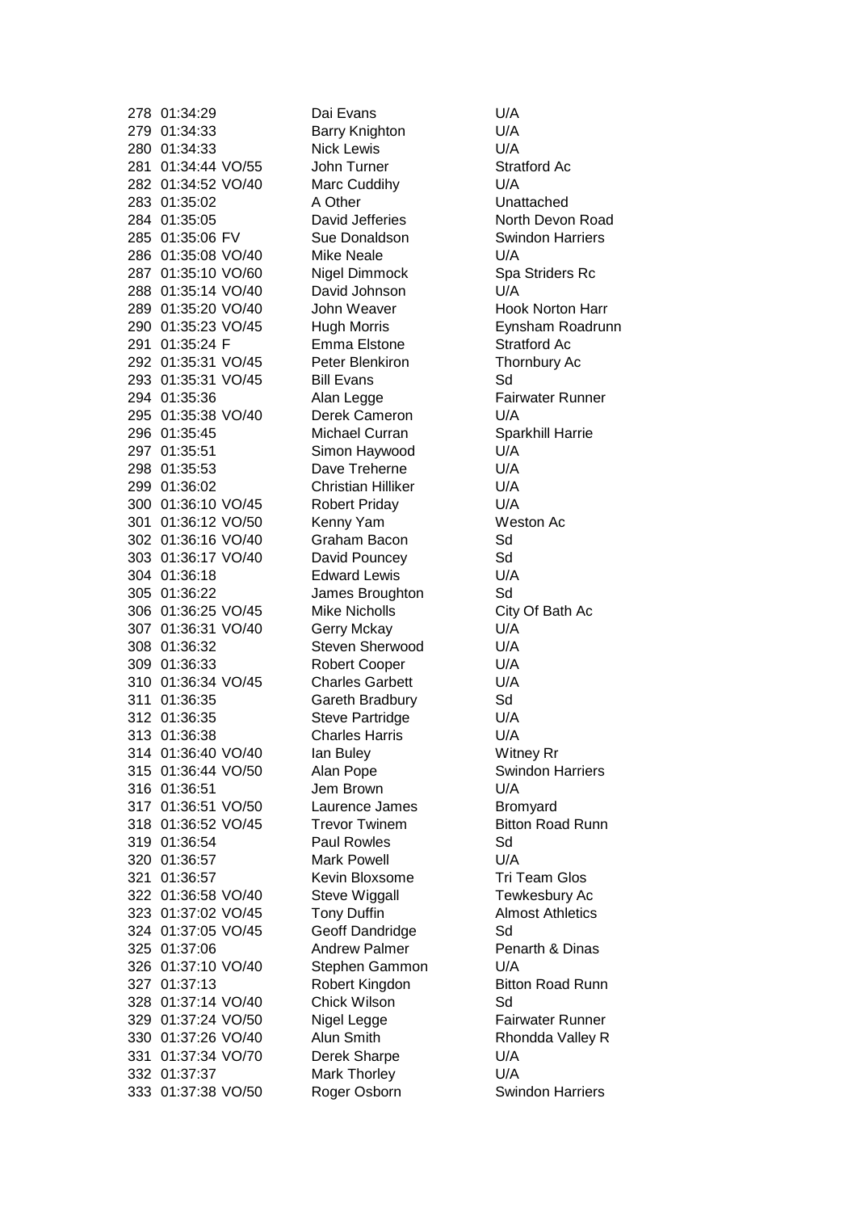| | | | | |
|---|---|---|---|---|
| 278 | 01:34:29 | | Dai Evans | U/A |
| 279 | 01:34:33 | | Barry Knighton | U/A |
| 280 | 01:34:33 | | Nick Lewis | U/A |
| 281 | 01:34:44 | VO/55 | John Turner | Stratford Ac |
| 282 | 01:34:52 | VO/40 | Marc Cuddihy | U/A |
| 283 | 01:35:02 | | A Other | Unattached |
| 284 | 01:35:05 | | David Jefferies | North Devon Road |
| 285 | 01:35:06 | FV | Sue Donaldson | Swindon Harriers |
| 286 | 01:35:08 | VO/40 | Mike Neale | U/A |
| 287 | 01:35:10 | VO/60 | Nigel Dimmock | Spa Striders Rc |
| 288 | 01:35:14 | VO/40 | David Johnson | U/A |
| 289 | 01:35:20 | VO/40 | John Weaver | Hook Norton Harr |
| 290 | 01:35:23 | VO/45 | Hugh Morris | Eynsham Roadrunn |
| 291 | 01:35:24 | F | Emma Elstone | Stratford Ac |
| 292 | 01:35:31 | VO/45 | Peter Blenkiron | Thornbury Ac |
| 293 | 01:35:31 | VO/45 | Bill Evans | Sd |
| 294 | 01:35:36 | | Alan Legge | Fairwater Runner |
| 295 | 01:35:38 | VO/40 | Derek Cameron | U/A |
| 296 | 01:35:45 | | Michael Curran | Sparkhill Harrie |
| 297 | 01:35:51 | | Simon Haywood | U/A |
| 298 | 01:35:53 | | Dave Treherne | U/A |
| 299 | 01:36:02 | | Christian Hilliker | U/A |
| 300 | 01:36:10 | VO/45 | Robert Priday | U/A |
| 301 | 01:36:12 | VO/50 | Kenny Yam | Weston Ac |
| 302 | 01:36:16 | VO/40 | Graham Bacon | Sd |
| 303 | 01:36:17 | VO/40 | David Pouncey | Sd |
| 304 | 01:36:18 | | Edward Lewis | U/A |
| 305 | 01:36:22 | | James Broughton | Sd |
| 306 | 01:36:25 | VO/45 | Mike Nicholls | City Of Bath Ac |
| 307 | 01:36:31 | VO/40 | Gerry Mckay | U/A |
| 308 | 01:36:32 | | Steven Sherwood | U/A |
| 309 | 01:36:33 | | Robert Cooper | U/A |
| 310 | 01:36:34 | VO/45 | Charles Garbett | U/A |
| 311 | 01:36:35 | | Gareth Bradbury | Sd |
| 312 | 01:36:35 | | Steve Partridge | U/A |
| 313 | 01:36:38 | | Charles Harris | U/A |
| 314 | 01:36:40 | VO/40 | Ian Buley | Witney Rr |
| 315 | 01:36:44 | VO/50 | Alan Pope | Swindon Harriers |
| 316 | 01:36:51 | | Jem Brown | U/A |
| 317 | 01:36:51 | VO/50 | Laurence James | Bromyard |
| 318 | 01:36:52 | VO/45 | Trevor Twinem | Bitton Road Runn |
| 319 | 01:36:54 | | Paul Rowles | Sd |
| 320 | 01:36:57 | | Mark Powell | U/A |
| 321 | 01:36:57 | | Kevin Bloxsome | Tri Team Glos |
| 322 | 01:36:58 | VO/40 | Steve Wiggall | Tewkesbury Ac |
| 323 | 01:37:02 | VO/45 | Tony Duffin | Almost Athletics |
| 324 | 01:37:05 | VO/45 | Geoff Dandridge | Sd |
| 325 | 01:37:06 | | Andrew Palmer | Penarth & Dinas |
| 326 | 01:37:10 | VO/40 | Stephen Gammon | U/A |
| 327 | 01:37:13 | | Robert Kingdon | Bitton Road Runn |
| 328 | 01:37:14 | VO/40 | Chick Wilson | Sd |
| 329 | 01:37:24 | VO/50 | Nigel Legge | Fairwater Runner |
| 330 | 01:37:26 | VO/40 | Alun Smith | Rhondda Valley R |
| 331 | 01:37:34 | VO/70 | Derek Sharpe | U/A |
| 332 | 01:37:37 | | Mark Thorley | U/A |
| 333 | 01:37:38 | VO/50 | Roger Osborn | Swindon Harriers |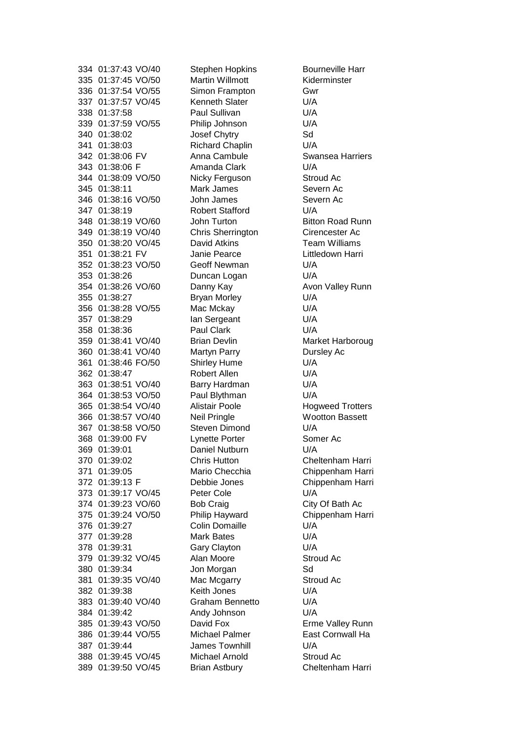| | | | | |
|---|---|---|---|---|
| 334 | 01:37:43 | VO/40 | Stephen Hopkins | Bourneville Harr |
| 335 | 01:37:45 | VO/50 | Martin Willmott | Kiderminster |
| 336 | 01:37:54 | VO/55 | Simon Frampton | Gwr |
| 337 | 01:37:57 | VO/45 | Kenneth Slater | U/A |
| 338 | 01:37:58 | | Paul Sullivan | U/A |
| 339 | 01:37:59 | VO/55 | Philip Johnson | U/A |
| 340 | 01:38:02 | | Josef Chytry | Sd |
| 341 | 01:38:03 | | Richard Chaplin | U/A |
| 342 | 01:38:06 | FV | Anna Cambule | Swansea Harriers |
| 343 | 01:38:06 | F | Amanda Clark | U/A |
| 344 | 01:38:09 | VO/50 | Nicky Ferguson | Stroud Ac |
| 345 | 01:38:11 | | Mark James | Severn Ac |
| 346 | 01:38:16 | VO/50 | John James | Severn Ac |
| 347 | 01:38:19 | | Robert Stafford | U/A |
| 348 | 01:38:19 | VO/60 | John Turton | Bitton Road Runn |
| 349 | 01:38:19 | VO/40 | Chris Sherrington | Cirencester Ac |
| 350 | 01:38:20 | VO/45 | David Atkins | Team Williams |
| 351 | 01:38:21 | FV | Janie Pearce | Littledown Harri |
| 352 | 01:38:23 | VO/50 | Geoff Newman | U/A |
| 353 | 01:38:26 | | Duncan Logan | U/A |
| 354 | 01:38:26 | VO/60 | Danny Kay | Avon Valley Runn |
| 355 | 01:38:27 | | Bryan Morley | U/A |
| 356 | 01:38:28 | VO/55 | Mac Mckay | U/A |
| 357 | 01:38:29 | | Ian Sergeant | U/A |
| 358 | 01:38:36 | | Paul Clark | U/A |
| 359 | 01:38:41 | VO/40 | Brian Devlin | Market Harboroug |
| 360 | 01:38:41 | VO/40 | Martyn Parry | Dursley Ac |
| 361 | 01:38:46 | FO/50 | Shirley Hume | U/A |
| 362 | 01:38:47 | | Robert Allen | U/A |
| 363 | 01:38:51 | VO/40 | Barry Hardman | U/A |
| 364 | 01:38:53 | VO/50 | Paul Blythman | U/A |
| 365 | 01:38:54 | VO/40 | Alistair Poole | Hogweed Trotters |
| 366 | 01:38:57 | VO/40 | Neil Pringle | Wootton Bassett |
| 367 | 01:38:58 | VO/50 | Steven Dimond | U/A |
| 368 | 01:39:00 | FV | Lynette Porter | Somer Ac |
| 369 | 01:39:01 | | Daniel Nutburn | U/A |
| 370 | 01:39:02 | | Chris Hutton | Cheltenham Harri |
| 371 | 01:39:05 | | Mario Checchia | Chippenham Harri |
| 372 | 01:39:13 | F | Debbie Jones | Chippenham Harri |
| 373 | 01:39:17 | VO/45 | Peter Cole | U/A |
| 374 | 01:39:23 | VO/60 | Bob Craig | City Of Bath Ac |
| 375 | 01:39:24 | VO/50 | Philip Hayward | Chippenham Harri |
| 376 | 01:39:27 | | Colin Domaille | U/A |
| 377 | 01:39:28 | | Mark Bates | U/A |
| 378 | 01:39:31 | | Gary Clayton | U/A |
| 379 | 01:39:32 | VO/45 | Alan Moore | Stroud Ac |
| 380 | 01:39:34 | | Jon Morgan | Sd |
| 381 | 01:39:35 | VO/40 | Mac Mcgarry | Stroud Ac |
| 382 | 01:39:38 | | Keith Jones | U/A |
| 383 | 01:39:40 | VO/40 | Graham Bennetto | U/A |
| 384 | 01:39:42 | | Andy Johnson | U/A |
| 385 | 01:39:43 | VO/50 | David Fox | Erme Valley Runn |
| 386 | 01:39:44 | VO/55 | Michael Palmer | East Cornwall Ha |
| 387 | 01:39:44 | | James Townhill | U/A |
| 388 | 01:39:45 | VO/45 | Michael Arnold | Stroud Ac |
| 389 | 01:39:50 | VO/45 | Brian Astbury | Cheltenham Harri |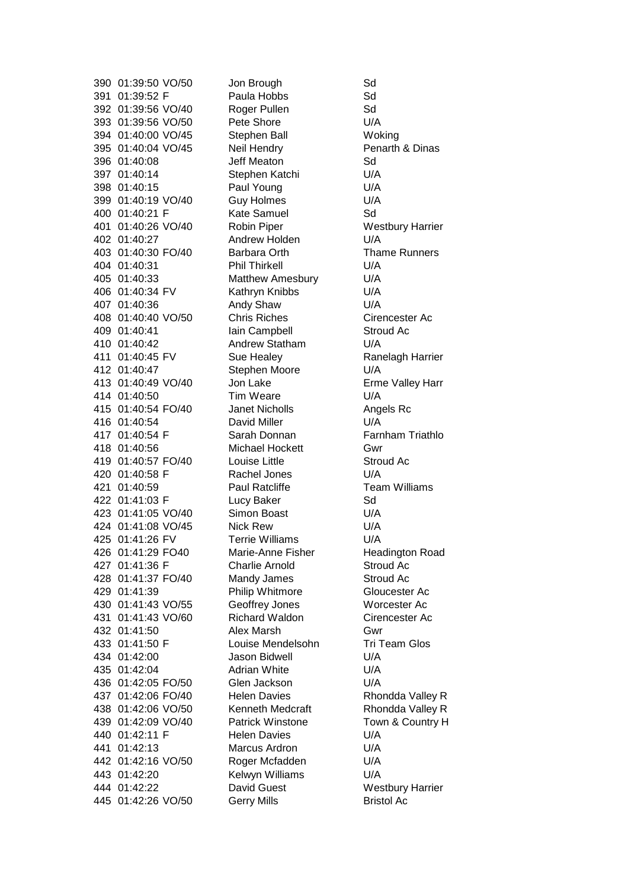| | | | | |
|---|---|---|---|---|
| 390 | 01:39:50 | VO/50 | Jon Brough | Sd |
| 391 | 01:39:52 | F | Paula Hobbs | Sd |
| 392 | 01:39:56 | VO/40 | Roger Pullen | Sd |
| 393 | 01:39:56 | VO/50 | Pete Shore | U/A |
| 394 | 01:40:00 | VO/45 | Stephen Ball | Woking |
| 395 | 01:40:04 | VO/45 | Neil Hendry | Penarth & Dinas |
| 396 | 01:40:08 | | Jeff Meaton | Sd |
| 397 | 01:40:14 | | Stephen Katchi | U/A |
| 398 | 01:40:15 | | Paul Young | U/A |
| 399 | 01:40:19 | VO/40 | Guy Holmes | U/A |
| 400 | 01:40:21 | F | Kate Samuel | Sd |
| 401 | 01:40:26 | VO/40 | Robin Piper | Westbury Harrier |
| 402 | 01:40:27 | | Andrew Holden | U/A |
| 403 | 01:40:30 | FO/40 | Barbara Orth | Thame Runners |
| 404 | 01:40:31 | | Phil Thirkell | U/A |
| 405 | 01:40:33 | | Matthew Amesbury | U/A |
| 406 | 01:40:34 | FV | Kathryn Knibbs | U/A |
| 407 | 01:40:36 | | Andy Shaw | U/A |
| 408 | 01:40:40 | VO/50 | Chris Riches | Cirencester Ac |
| 409 | 01:40:41 | | Iain Campbell | Stroud Ac |
| 410 | 01:40:42 | | Andrew Statham | U/A |
| 411 | 01:40:45 | FV | Sue Healey | Ranelagh Harrier |
| 412 | 01:40:47 | | Stephen Moore | U/A |
| 413 | 01:40:49 | VO/40 | Jon Lake | Erme Valley Harr |
| 414 | 01:40:50 | | Tim Weare | U/A |
| 415 | 01:40:54 | FO/40 | Janet Nicholls | Angels Rc |
| 416 | 01:40:54 | | David Miller | U/A |
| 417 | 01:40:54 | F | Sarah Donnan | Farnham Triathlo |
| 418 | 01:40:56 | | Michael Hockett | Gwr |
| 419 | 01:40:57 | FO/40 | Louise Little | Stroud Ac |
| 420 | 01:40:58 | F | Rachel Jones | U/A |
| 421 | 01:40:59 | | Paul Ratcliffe | Team Williams |
| 422 | 01:41:03 | F | Lucy Baker | Sd |
| 423 | 01:41:05 | VO/40 | Simon Boast | U/A |
| 424 | 01:41:08 | VO/45 | Nick Rew | U/A |
| 425 | 01:41:26 | FV | Terrie Williams | U/A |
| 426 | 01:41:29 | FO40 | Marie-Anne Fisher | Headington Road |
| 427 | 01:41:36 | F | Charlie Arnold | Stroud Ac |
| 428 | 01:41:37 | FO/40 | Mandy James | Stroud Ac |
| 429 | 01:41:39 | | Philip Whitmore | Gloucester Ac |
| 430 | 01:41:43 | VO/55 | Geoffrey Jones | Worcester Ac |
| 431 | 01:41:43 | VO/60 | Richard Waldon | Cirencester Ac |
| 432 | 01:41:50 | | Alex Marsh | Gwr |
| 433 | 01:41:50 | F | Louise Mendelsohn | Tri Team Glos |
| 434 | 01:42:00 | | Jason Bidwell | U/A |
| 435 | 01:42:04 | | Adrian White | U/A |
| 436 | 01:42:05 | FO/50 | Glen Jackson | U/A |
| 437 | 01:42:06 | FO/40 | Helen Davies | Rhondda Valley R |
| 438 | 01:42:06 | VO/50 | Kenneth Medcraft | Rhondda Valley R |
| 439 | 01:42:09 | VO/40 | Patrick Winstone | Town & Country H |
| 440 | 01:42:11 | F | Helen Davies | U/A |
| 441 | 01:42:13 | | Marcus Ardron | U/A |
| 442 | 01:42:16 | VO/50 | Roger Mcfadden | U/A |
| 443 | 01:42:20 | | Kelwyn Williams | U/A |
| 444 | 01:42:22 | | David Guest | Westbury Harrier |
| 445 | 01:42:26 | VO/50 | Gerry Mills | Bristol Ac |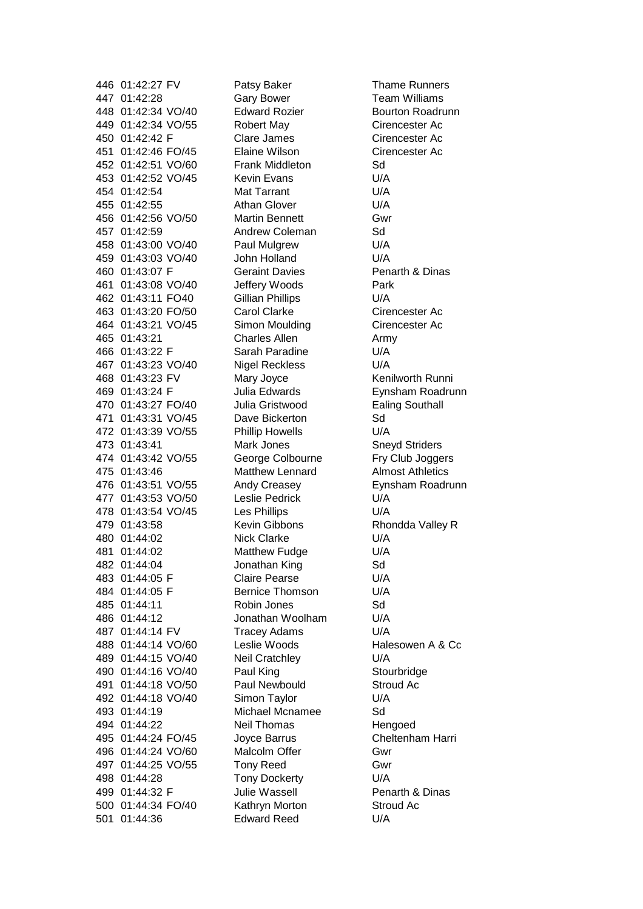| | | | | |
|---|---|---|---|---|
| 446 | 01:42:27 | FV | Patsy Baker | Thame Runners |
| 447 | 01:42:28 | | Gary Bower | Team Williams |
| 448 | 01:42:34 | VO/40 | Edward Rozier | Bourton Roadrunn |
| 449 | 01:42:34 | VO/55 | Robert May | Cirencester Ac |
| 450 | 01:42:42 | F | Clare James | Cirencester Ac |
| 451 | 01:42:46 | FO/45 | Elaine Wilson | Cirencester Ac |
| 452 | 01:42:51 | VO/60 | Frank Middleton | Sd |
| 453 | 01:42:52 | VO/45 | Kevin Evans | U/A |
| 454 | 01:42:54 | | Mat Tarrant | U/A |
| 455 | 01:42:55 | | Athan Glover | U/A |
| 456 | 01:42:56 | VO/50 | Martin Bennett | Gwr |
| 457 | 01:42:59 | | Andrew Coleman | Sd |
| 458 | 01:43:00 | VO/40 | Paul Mulgrew | U/A |
| 459 | 01:43:03 | VO/40 | John Holland | U/A |
| 460 | 01:43:07 | F | Geraint Davies | Penarth & Dinas |
| 461 | 01:43:08 | VO/40 | Jeffery Woods | Park |
| 462 | 01:43:11 | FO40 | Gillian Phillips | U/A |
| 463 | 01:43:20 | FO/50 | Carol Clarke | Cirencester Ac |
| 464 | 01:43:21 | VO/45 | Simon Moulding | Cirencester Ac |
| 465 | 01:43:21 | | Charles Allen | Army |
| 466 | 01:43:22 | F | Sarah Paradine | U/A |
| 467 | 01:43:23 | VO/40 | Nigel Reckless | U/A |
| 468 | 01:43:23 | FV | Mary Joyce | Kenilworth Runni |
| 469 | 01:43:24 | F | Julia Edwards | Eynsham Roadrunn |
| 470 | 01:43:27 | FO/40 | Julia Gristwood | Ealing Southall |
| 471 | 01:43:31 | VO/45 | Dave Bickerton | Sd |
| 472 | 01:43:39 | VO/55 | Phillip Howells | U/A |
| 473 | 01:43:41 | | Mark Jones | Sneyd Striders |
| 474 | 01:43:42 | VO/55 | George Colbourne | Fry Club Joggers |
| 475 | 01:43:46 | | Matthew Lennard | Almost Athletics |
| 476 | 01:43:51 | VO/55 | Andy Creasey | Eynsham Roadrunn |
| 477 | 01:43:53 | VO/50 | Leslie Pedrick | U/A |
| 478 | 01:43:54 | VO/45 | Les Phillips | U/A |
| 479 | 01:43:58 | | Kevin Gibbons | Rhondda Valley R |
| 480 | 01:44:02 | | Nick Clarke | U/A |
| 481 | 01:44:02 | | Matthew Fudge | U/A |
| 482 | 01:44:04 | | Jonathan King | Sd |
| 483 | 01:44:05 | F | Claire Pearse | U/A |
| 484 | 01:44:05 | F | Bernice Thomson | U/A |
| 485 | 01:44:11 | | Robin Jones | Sd |
| 486 | 01:44:12 | | Jonathan Woolham | U/A |
| 487 | 01:44:14 | FV | Tracey Adams | U/A |
| 488 | 01:44:14 | VO/60 | Leslie Woods | Halesowen A & Cc |
| 489 | 01:44:15 | VO/40 | Neil Cratchley | U/A |
| 490 | 01:44:16 | VO/40 | Paul King | Stourbridge |
| 491 | 01:44:18 | VO/50 | Paul Newbould | Stroud Ac |
| 492 | 01:44:18 | VO/40 | Simon Taylor | U/A |
| 493 | 01:44:19 | | Michael Mcnamee | Sd |
| 494 | 01:44:22 | | Neil Thomas | Hengoed |
| 495 | 01:44:24 | FO/45 | Joyce Barrus | Cheltenham Harri |
| 496 | 01:44:24 | VO/60 | Malcolm Offer | Gwr |
| 497 | 01:44:25 | VO/55 | Tony Reed | Gwr |
| 498 | 01:44:28 | | Tony Dockerty | U/A |
| 499 | 01:44:32 | F | Julie Wassell | Penarth & Dinas |
| 500 | 01:44:34 | FO/40 | Kathryn Morton | Stroud Ac |
| 501 | 01:44:36 | | Edward Reed | U/A |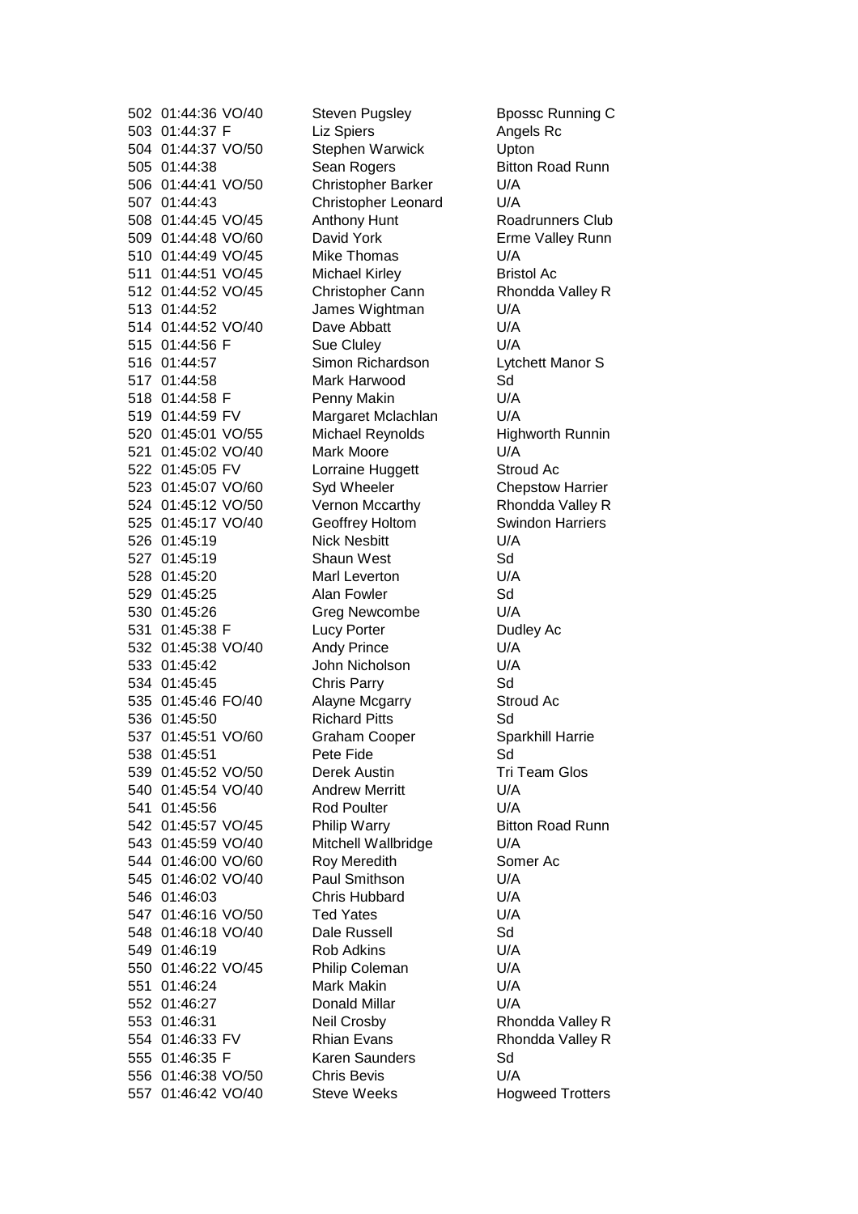| | | | | |
|---|---|---|---|---|
| 502 | 01:44:36 | VO/40 | Steven Pugsley | Bpossc Running C |
| 503 | 01:44:37 | F | Liz Spiers | Angels Rc |
| 504 | 01:44:37 | VO/50 | Stephen Warwick | Upton |
| 505 | 01:44:38 | | Sean Rogers | Bitton Road Runn |
| 506 | 01:44:41 | VO/50 | Christopher Barker | U/A |
| 507 | 01:44:43 | | Christopher Leonard | U/A |
| 508 | 01:44:45 | VO/45 | Anthony Hunt | Roadrunners Club |
| 509 | 01:44:48 | VO/60 | David York | Erme Valley Runn |
| 510 | 01:44:49 | VO/45 | Mike Thomas | U/A |
| 511 | 01:44:51 | VO/45 | Michael Kirley | Bristol Ac |
| 512 | 01:44:52 | VO/45 | Christopher Cann | Rhondda Valley R |
| 513 | 01:44:52 | | James Wightman | U/A |
| 514 | 01:44:52 | VO/40 | Dave Abbatt | U/A |
| 515 | 01:44:56 | F | Sue Cluley | U/A |
| 516 | 01:44:57 | | Simon Richardson | Lytchett Manor S |
| 517 | 01:44:58 | | Mark Harwood | Sd |
| 518 | 01:44:58 | F | Penny Makin | U/A |
| 519 | 01:44:59 | FV | Margaret Mclachlan | U/A |
| 520 | 01:45:01 | VO/55 | Michael Reynolds | Highworth Runnin |
| 521 | 01:45:02 | VO/40 | Mark Moore | U/A |
| 522 | 01:45:05 | FV | Lorraine Huggett | Stroud Ac |
| 523 | 01:45:07 | VO/60 | Syd Wheeler | Chepstow Harrier |
| 524 | 01:45:12 | VO/50 | Vernon Mccarthy | Rhondda Valley R |
| 525 | 01:45:17 | VO/40 | Geoffrey Holtom | Swindon Harriers |
| 526 | 01:45:19 | | Nick Nesbitt | U/A |
| 527 | 01:45:19 | | Shaun West | Sd |
| 528 | 01:45:20 | | Marl Leverton | U/A |
| 529 | 01:45:25 | | Alan Fowler | Sd |
| 530 | 01:45:26 | | Greg Newcombe | U/A |
| 531 | 01:45:38 | F | Lucy Porter | Dudley Ac |
| 532 | 01:45:38 | VO/40 | Andy Prince | U/A |
| 533 | 01:45:42 | | John Nicholson | U/A |
| 534 | 01:45:45 | | Chris Parry | Sd |
| 535 | 01:45:46 | FO/40 | Alayne Mcgarry | Stroud Ac |
| 536 | 01:45:50 | | Richard Pitts | Sd |
| 537 | 01:45:51 | VO/60 | Graham Cooper | Sparkhill Harrie |
| 538 | 01:45:51 | | Pete Fide | Sd |
| 539 | 01:45:52 | VO/50 | Derek Austin | Tri Team Glos |
| 540 | 01:45:54 | VO/40 | Andrew Merritt | U/A |
| 541 | 01:45:56 | | Rod Poulter | U/A |
| 542 | 01:45:57 | VO/45 | Philip Warry | Bitton Road Runn |
| 543 | 01:45:59 | VO/40 | Mitchell Wallbridge | U/A |
| 544 | 01:46:00 | VO/60 | Roy Meredith | Somer Ac |
| 545 | 01:46:02 | VO/40 | Paul Smithson | U/A |
| 546 | 01:46:03 | | Chris Hubbard | U/A |
| 547 | 01:46:16 | VO/50 | Ted Yates | U/A |
| 548 | 01:46:18 | VO/40 | Dale Russell | Sd |
| 549 | 01:46:19 | | Rob Adkins | U/A |
| 550 | 01:46:22 | VO/45 | Philip Coleman | U/A |
| 551 | 01:46:24 | | Mark Makin | U/A |
| 552 | 01:46:27 | | Donald Millar | U/A |
| 553 | 01:46:31 | | Neil Crosby | Rhondda Valley R |
| 554 | 01:46:33 | FV | Rhian Evans | Rhondda Valley R |
| 555 | 01:46:35 | F | Karen Saunders | Sd |
| 556 | 01:46:38 | VO/50 | Chris Bevis | U/A |
| 557 | 01:46:42 | VO/40 | Steve Weeks | Hogweed Trotters |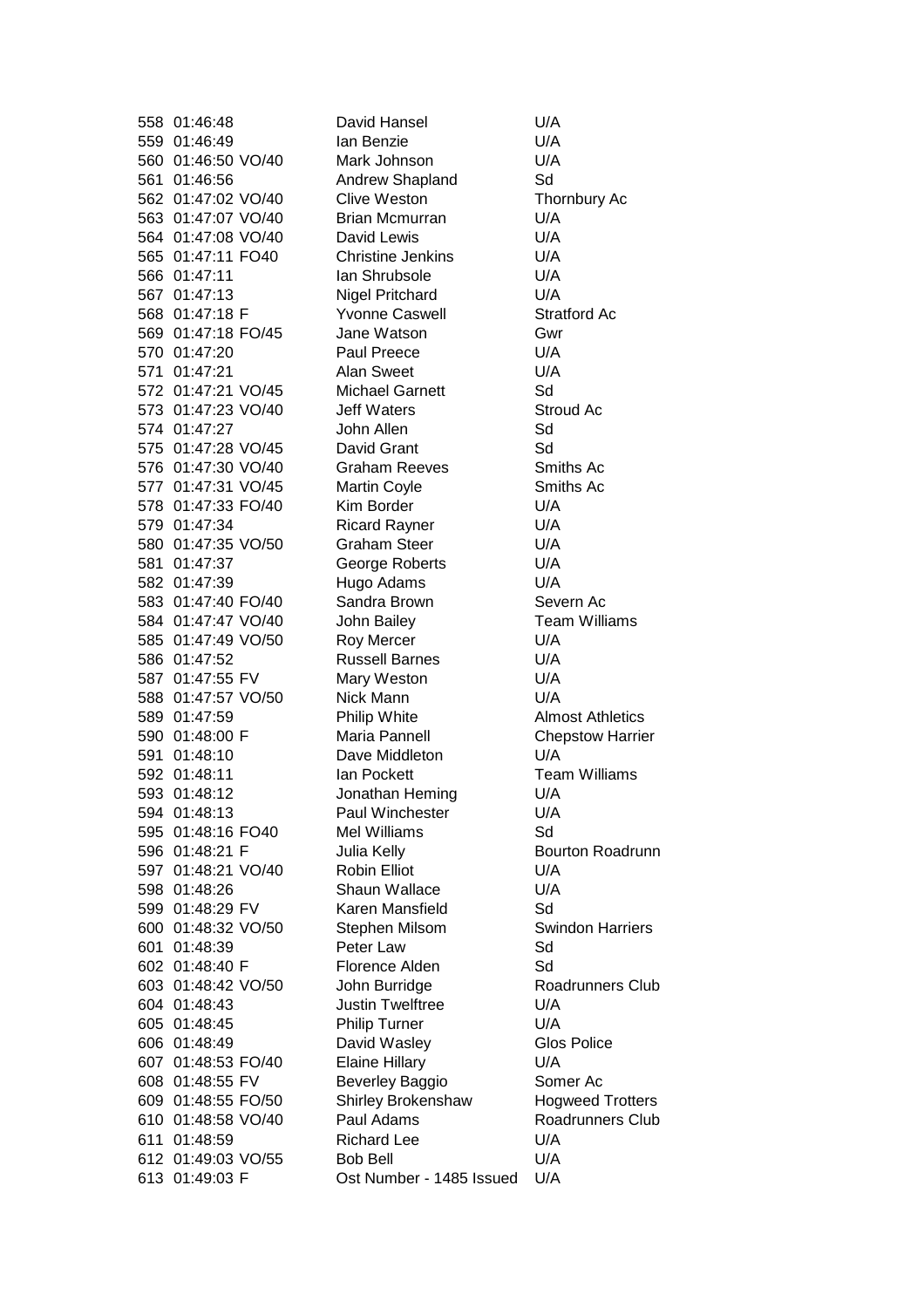| | | | | |
|---|---|---|---|---|
| 558 | 01:46:48 | | David Hansel | U/A |
| 559 | 01:46:49 | | Ian Benzie | U/A |
| 560 | 01:46:50 | VO/40 | Mark Johnson | U/A |
| 561 | 01:46:56 | | Andrew Shapland | Sd |
| 562 | 01:47:02 | VO/40 | Clive Weston | Thornbury Ac |
| 563 | 01:47:07 | VO/40 | Brian Mcmurran | U/A |
| 564 | 01:47:08 | VO/40 | David Lewis | U/A |
| 565 | 01:47:11 | FO40 | Christine Jenkins | U/A |
| 566 | 01:47:11 | | Ian Shrubsole | U/A |
| 567 | 01:47:13 | | Nigel Pritchard | U/A |
| 568 | 01:47:18 | F | Yvonne Caswell | Stratford Ac |
| 569 | 01:47:18 | FO/45 | Jane Watson | Gwr |
| 570 | 01:47:20 | | Paul Preece | U/A |
| 571 | 01:47:21 | | Alan Sweet | U/A |
| 572 | 01:47:21 | VO/45 | Michael Garnett | Sd |
| 573 | 01:47:23 | VO/40 | Jeff Waters | Stroud Ac |
| 574 | 01:47:27 | | John Allen | Sd |
| 575 | 01:47:28 | VO/45 | David Grant | Sd |
| 576 | 01:47:30 | VO/40 | Graham Reeves | Smiths Ac |
| 577 | 01:47:31 | VO/45 | Martin Coyle | Smiths Ac |
| 578 | 01:47:33 | FO/40 | Kim Border | U/A |
| 579 | 01:47:34 | | Ricard Rayner | U/A |
| 580 | 01:47:35 | VO/50 | Graham Steer | U/A |
| 581 | 01:47:37 | | George Roberts | U/A |
| 582 | 01:47:39 | | Hugo Adams | U/A |
| 583 | 01:47:40 | FO/40 | Sandra Brown | Severn Ac |
| 584 | 01:47:47 | VO/40 | John Bailey | Team Williams |
| 585 | 01:47:49 | VO/50 | Roy Mercer | U/A |
| 586 | 01:47:52 | | Russell Barnes | U/A |
| 587 | 01:47:55 | FV | Mary Weston | U/A |
| 588 | 01:47:57 | VO/50 | Nick Mann | U/A |
| 589 | 01:47:59 | | Philip White | Almost Athletics |
| 590 | 01:48:00 | F | Maria Pannell | Chepstow Harrier |
| 591 | 01:48:10 | | Dave Middleton | U/A |
| 592 | 01:48:11 | | Ian Pockett | Team Williams |
| 593 | 01:48:12 | | Jonathan Heming | U/A |
| 594 | 01:48:13 | | Paul Winchester | U/A |
| 595 | 01:48:16 | FO40 | Mel Williams | Sd |
| 596 | 01:48:21 | F | Julia Kelly | Bourton Roadrunn |
| 597 | 01:48:21 | VO/40 | Robin Elliot | U/A |
| 598 | 01:48:26 | | Shaun Wallace | U/A |
| 599 | 01:48:29 | FV | Karen Mansfield | Sd |
| 600 | 01:48:32 | VO/50 | Stephen Milsom | Swindon Harriers |
| 601 | 01:48:39 | | Peter Law | Sd |
| 602 | 01:48:40 | F | Florence Alden | Sd |
| 603 | 01:48:42 | VO/50 | John Burridge | Roadrunners Club |
| 604 | 01:48:43 | | Justin Twelftree | U/A |
| 605 | 01:48:45 | | Philip Turner | U/A |
| 606 | 01:48:49 | | David Wasley | Glos Police |
| 607 | 01:48:53 | FO/40 | Elaine Hillary | U/A |
| 608 | 01:48:55 | FV | Beverley Baggio | Somer Ac |
| 609 | 01:48:55 | FO/50 | Shirley Brokenshaw | Hogweed Trotters |
| 610 | 01:48:58 | VO/40 | Paul Adams | Roadrunners Club |
| 611 | 01:48:59 | | Richard Lee | U/A |
| 612 | 01:49:03 | VO/55 | Bob Bell | U/A |
| 613 | 01:49:03 | F | Ost Number - 1485 Issued | U/A |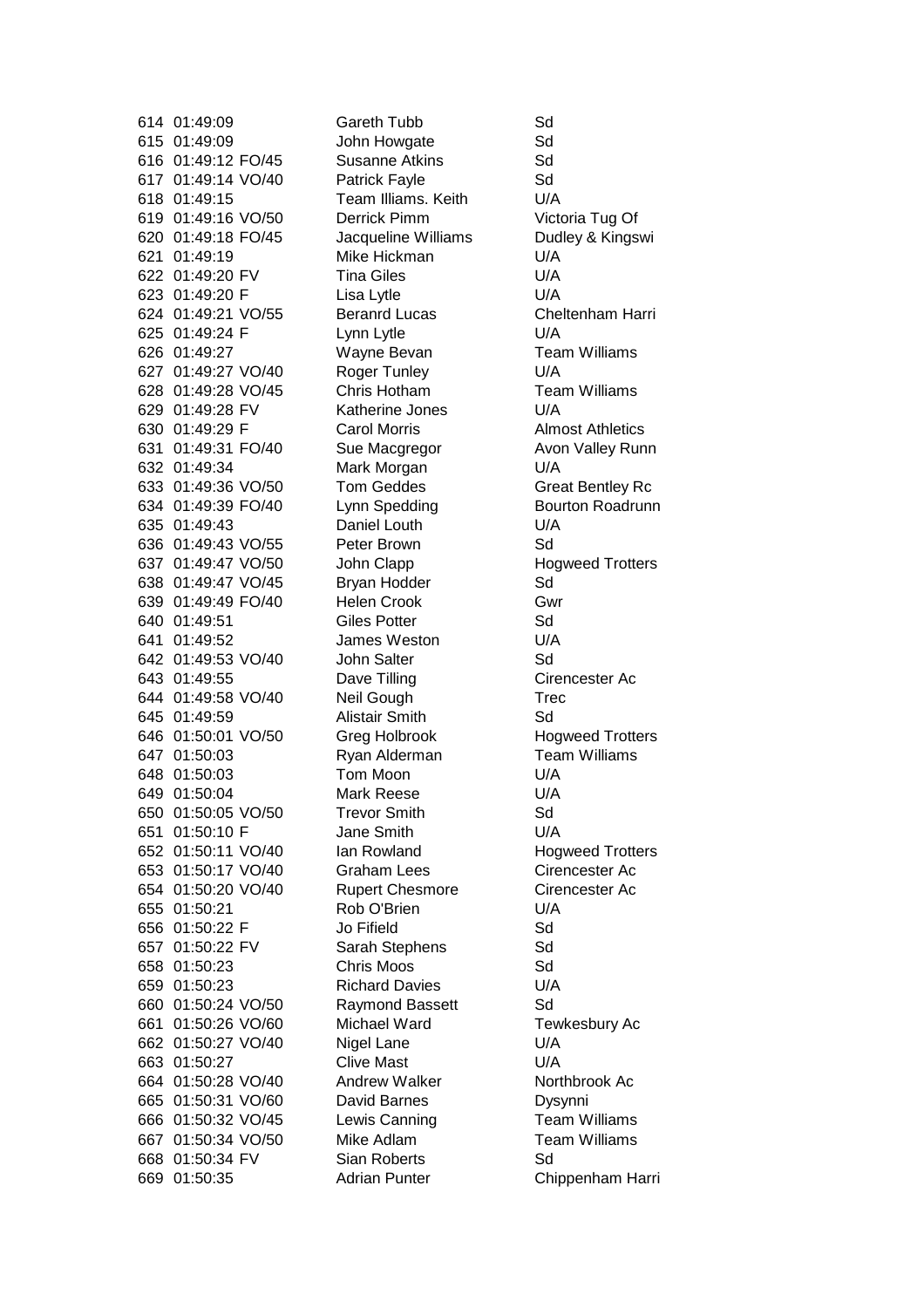| | | | | |
|---|---|---|---|---|
| 614 | 01:49:09 | | Gareth Tubb | Sd |
| 615 | 01:49:09 | | John Howgate | Sd |
| 616 | 01:49:12 | FO/45 | Susanne Atkins | Sd |
| 617 | 01:49:14 | VO/40 | Patrick Fayle | Sd |
| 618 | 01:49:15 | | Team Illiams. Keith | U/A |
| 619 | 01:49:16 | VO/50 | Derrick Pimm | Victoria Tug Of |
| 620 | 01:49:18 | FO/45 | Jacqueline Williams | Dudley & Kingswi |
| 621 | 01:49:19 | | Mike Hickman | U/A |
| 622 | 01:49:20 | FV | Tina Giles | U/A |
| 623 | 01:49:20 | F | Lisa Lytle | U/A |
| 624 | 01:49:21 | VO/55 | Beranrd Lucas | Cheltenham Harri |
| 625 | 01:49:24 | F | Lynn Lytle | U/A |
| 626 | 01:49:27 | | Wayne Bevan | Team Williams |
| 627 | 01:49:27 | VO/40 | Roger Tunley | U/A |
| 628 | 01:49:28 | VO/45 | Chris Hotham | Team Williams |
| 629 | 01:49:28 | FV | Katherine Jones | U/A |
| 630 | 01:49:29 | F | Carol Morris | Almost Athletics |
| 631 | 01:49:31 | FO/40 | Sue Macgregor | Avon Valley Runn |
| 632 | 01:49:34 | | Mark Morgan | U/A |
| 633 | 01:49:36 | VO/50 | Tom Geddes | Great Bentley Rc |
| 634 | 01:49:39 | FO/40 | Lynn Spedding | Bourton Roadrunn |
| 635 | 01:49:43 | | Daniel Louth | U/A |
| 636 | 01:49:43 | VO/55 | Peter Brown | Sd |
| 637 | 01:49:47 | VO/50 | John Clapp | Hogweed Trotters |
| 638 | 01:49:47 | VO/45 | Bryan Hodder | Sd |
| 639 | 01:49:49 | FO/40 | Helen Crook | Gwr |
| 640 | 01:49:51 | | Giles Potter | Sd |
| 641 | 01:49:52 | | James Weston | U/A |
| 642 | 01:49:53 | VO/40 | John Salter | Sd |
| 643 | 01:49:55 | | Dave Tilling | Cirencester Ac |
| 644 | 01:49:58 | VO/40 | Neil Gough | Trec |
| 645 | 01:49:59 | | Alistair Smith | Sd |
| 646 | 01:50:01 | VO/50 | Greg Holbrook | Hogweed Trotters |
| 647 | 01:50:03 | | Ryan Alderman | Team Williams |
| 648 | 01:50:03 | | Tom Moon | U/A |
| 649 | 01:50:04 | | Mark Reese | U/A |
| 650 | 01:50:05 | VO/50 | Trevor Smith | Sd |
| 651 | 01:50:10 | F | Jane Smith | U/A |
| 652 | 01:50:11 | VO/40 | Ian Rowland | Hogweed Trotters |
| 653 | 01:50:17 | VO/40 | Graham Lees | Cirencester Ac |
| 654 | 01:50:20 | VO/40 | Rupert Chesmore | Cirencester Ac |
| 655 | 01:50:21 | | Rob O'Brien | U/A |
| 656 | 01:50:22 | F | Jo Fifield | Sd |
| 657 | 01:50:22 | FV | Sarah Stephens | Sd |
| 658 | 01:50:23 | | Chris Moos | Sd |
| 659 | 01:50:23 | | Richard Davies | U/A |
| 660 | 01:50:24 | VO/50 | Raymond Bassett | Sd |
| 661 | 01:50:26 | VO/60 | Michael Ward | Tewkesbury Ac |
| 662 | 01:50:27 | VO/40 | Nigel Lane | U/A |
| 663 | 01:50:27 | | Clive Mast | U/A |
| 664 | 01:50:28 | VO/40 | Andrew Walker | Northbrook Ac |
| 665 | 01:50:31 | VO/60 | David Barnes | Dysynni |
| 666 | 01:50:32 | VO/45 | Lewis Canning | Team Williams |
| 667 | 01:50:34 | VO/50 | Mike Adlam | Team Williams |
| 668 | 01:50:34 | FV | Sian Roberts | Sd |
| 669 | 01:50:35 | | Adrian Punter | Chippenham Harri |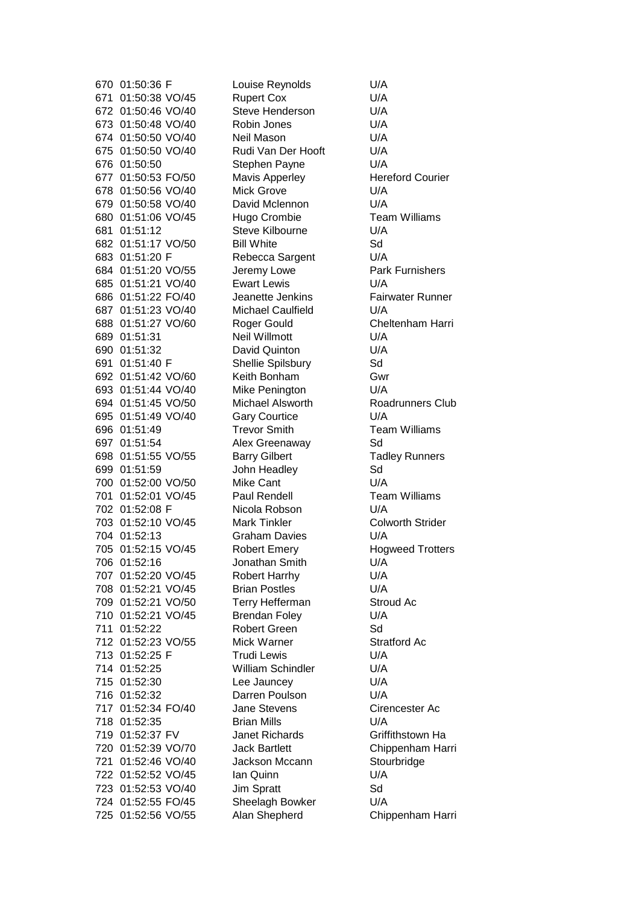| | | | | |
|---|---|---|---|---|
| 670 | 01:50:36 | F | Louise Reynolds | U/A |
| 671 | 01:50:38 | VO/45 | Rupert Cox | U/A |
| 672 | 01:50:46 | VO/40 | Steve Henderson | U/A |
| 673 | 01:50:48 | VO/40 | Robin Jones | U/A |
| 674 | 01:50:50 | VO/40 | Neil Mason | U/A |
| 675 | 01:50:50 | VO/40 | Rudi Van Der Hooft | U/A |
| 676 | 01:50:50 | | Stephen Payne | U/A |
| 677 | 01:50:53 | FO/50 | Mavis Apperley | Hereford Courier |
| 678 | 01:50:56 | VO/40 | Mick Grove | U/A |
| 679 | 01:50:58 | VO/40 | David Mclennon | U/A |
| 680 | 01:51:06 | VO/45 | Hugo Crombie | Team Williams |
| 681 | 01:51:12 | | Steve Kilbourne | U/A |
| 682 | 01:51:17 | VO/50 | Bill White | Sd |
| 683 | 01:51:20 | F | Rebecca Sargent | U/A |
| 684 | 01:51:20 | VO/55 | Jeremy Lowe | Park Furnishers |
| 685 | 01:51:21 | VO/40 | Ewart Lewis | U/A |
| 686 | 01:51:22 | FO/40 | Jeanette Jenkins | Fairwater Runner |
| 687 | 01:51:23 | VO/40 | Michael Caulfield | U/A |
| 688 | 01:51:27 | VO/60 | Roger Gould | Cheltenham Harri |
| 689 | 01:51:31 | | Neil Willmott | U/A |
| 690 | 01:51:32 | | David Quinton | U/A |
| 691 | 01:51:40 | F | Shellie Spilsbury | Sd |
| 692 | 01:51:42 | VO/60 | Keith Bonham | Gwr |
| 693 | 01:51:44 | VO/40 | Mike Penington | U/A |
| 694 | 01:51:45 | VO/50 | Michael Alsworth | Roadrunners Club |
| 695 | 01:51:49 | VO/40 | Gary Courtice | U/A |
| 696 | 01:51:49 | | Trevor Smith | Team Williams |
| 697 | 01:51:54 | | Alex Greenaway | Sd |
| 698 | 01:51:55 | VO/55 | Barry Gilbert | Tadley Runners |
| 699 | 01:51:59 | | John Headley | Sd |
| 700 | 01:52:00 | VO/50 | Mike Cant | U/A |
| 701 | 01:52:01 | VO/45 | Paul Rendell | Team Williams |
| 702 | 01:52:08 | F | Nicola Robson | U/A |
| 703 | 01:52:10 | VO/45 | Mark Tinkler | Colworth Strider |
| 704 | 01:52:13 | | Graham Davies | U/A |
| 705 | 01:52:15 | VO/45 | Robert Emery | Hogweed Trotters |
| 706 | 01:52:16 | | Jonathan Smith | U/A |
| 707 | 01:52:20 | VO/45 | Robert Harrhy | U/A |
| 708 | 01:52:21 | VO/45 | Brian Postles | U/A |
| 709 | 01:52:21 | VO/50 | Terry Hefferman | Stroud Ac |
| 710 | 01:52:21 | VO/45 | Brendan Foley | U/A |
| 711 | 01:52:22 | | Robert Green | Sd |
| 712 | 01:52:23 | VO/55 | Mick Warner | Stratford Ac |
| 713 | 01:52:25 | F | Trudi Lewis | U/A |
| 714 | 01:52:25 | | William Schindler | U/A |
| 715 | 01:52:30 | | Lee Jauncey | U/A |
| 716 | 01:52:32 | | Darren Poulson | U/A |
| 717 | 01:52:34 | FO/40 | Jane Stevens | Cirencester Ac |
| 718 | 01:52:35 | | Brian Mills | U/A |
| 719 | 01:52:37 | FV | Janet Richards | Griffithstown Ha |
| 720 | 01:52:39 | VO/70 | Jack Bartlett | Chippenham Harri |
| 721 | 01:52:46 | VO/40 | Jackson Mccann | Stourbridge |
| 722 | 01:52:52 | VO/45 | Ian Quinn | U/A |
| 723 | 01:52:53 | VO/40 | Jim Spratt | Sd |
| 724 | 01:52:55 | FO/45 | Sheelagh Bowker | U/A |
| 725 | 01:52:56 | VO/55 | Alan Shepherd | Chippenham Harri |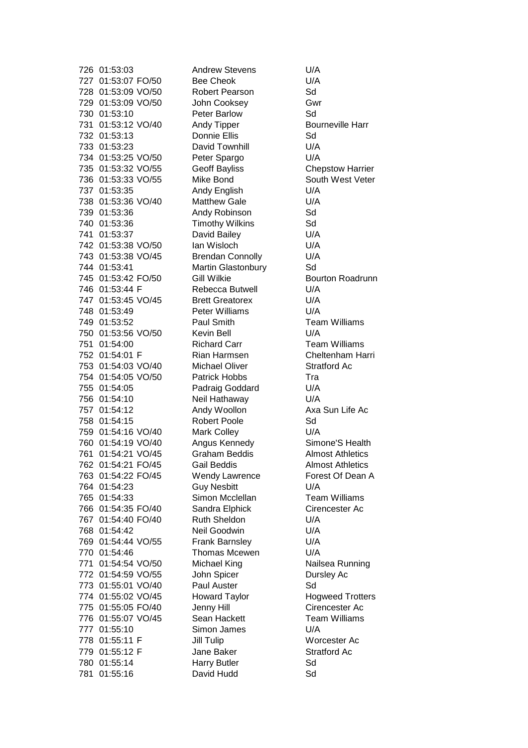| | | | | |
|---|---|---|---|---|
| 726 | 01:53:03 | | Andrew Stevens | U/A |
| 727 | 01:53:07 | FO/50 | Bee Cheok | U/A |
| 728 | 01:53:09 | VO/50 | Robert Pearson | Sd |
| 729 | 01:53:09 | VO/50 | John Cooksey | Gwr |
| 730 | 01:53:10 | | Peter Barlow | Sd |
| 731 | 01:53:12 | VO/40 | Andy Tipper | Bourneville Harr |
| 732 | 01:53:13 | | Donnie Ellis | Sd |
| 733 | 01:53:23 | | David Townhill | U/A |
| 734 | 01:53:25 | VO/50 | Peter Spargo | U/A |
| 735 | 01:53:32 | VO/55 | Geoff Bayliss | Chepstow Harrier |
| 736 | 01:53:33 | VO/55 | Mike Bond | South West Veter |
| 737 | 01:53:35 | | Andy English | U/A |
| 738 | 01:53:36 | VO/40 | Matthew Gale | U/A |
| 739 | 01:53:36 | | Andy Robinson | Sd |
| 740 | 01:53:36 | | Timothy Wilkins | Sd |
| 741 | 01:53:37 | | David Bailey | U/A |
| 742 | 01:53:38 | VO/50 | Ian Wisloch | U/A |
| 743 | 01:53:38 | VO/45 | Brendan Connolly | U/A |
| 744 | 01:53:41 | | Martin Glastonbury | Sd |
| 745 | 01:53:42 | FO/50 | Gill Wilkie | Bourton Roadrunn |
| 746 | 01:53:44 | F | Rebecca Butwell | U/A |
| 747 | 01:53:45 | VO/45 | Brett Greatorex | U/A |
| 748 | 01:53:49 | | Peter Williams | U/A |
| 749 | 01:53:52 | | Paul Smith | Team Williams |
| 750 | 01:53:56 | VO/50 | Kevin Bell | U/A |
| 751 | 01:54:00 | | Richard Carr | Team Williams |
| 752 | 01:54:01 | F | Rian Harmsen | Cheltenham Harri |
| 753 | 01:54:03 | VO/40 | Michael Oliver | Stratford Ac |
| 754 | 01:54:05 | VO/50 | Patrick Hobbs | Tra |
| 755 | 01:54:05 | | Padraig Goddard | U/A |
| 756 | 01:54:10 | | Neil Hathaway | U/A |
| 757 | 01:54:12 | | Andy Woollon | Axa Sun Life Ac |
| 758 | 01:54:15 | | Robert Poole | Sd |
| 759 | 01:54:16 | VO/40 | Mark Colley | U/A |
| 760 | 01:54:19 | VO/40 | Angus Kennedy | Simone'S Health |
| 761 | 01:54:21 | VO/45 | Graham Beddis | Almost Athletics |
| 762 | 01:54:21 | FO/45 | Gail Beddis | Almost Athletics |
| 763 | 01:54:22 | FO/45 | Wendy Lawrence | Forest Of Dean A |
| 764 | 01:54:23 | | Guy Nesbitt | U/A |
| 765 | 01:54:33 | | Simon Mcclellan | Team Williams |
| 766 | 01:54:35 | FO/40 | Sandra Elphick | Cirencester Ac |
| 767 | 01:54:40 | FO/40 | Ruth Sheldon | U/A |
| 768 | 01:54:42 | | Neil Goodwin | U/A |
| 769 | 01:54:44 | VO/55 | Frank Barnsley | U/A |
| 770 | 01:54:46 | | Thomas Mcewen | U/A |
| 771 | 01:54:54 | VO/50 | Michael King | Nailsea Running |
| 772 | 01:54:59 | VO/55 | John Spicer | Dursley Ac |
| 773 | 01:55:01 | VO/40 | Paul Auster | Sd |
| 774 | 01:55:02 | VO/45 | Howard Taylor | Hogweed Trotters |
| 775 | 01:55:05 | FO/40 | Jenny Hill | Cirencester Ac |
| 776 | 01:55:07 | VO/45 | Sean Hackett | Team Williams |
| 777 | 01:55:10 | | Simon James | U/A |
| 778 | 01:55:11 | F | Jill Tulip | Worcester Ac |
| 779 | 01:55:12 | F | Jane Baker | Stratford Ac |
| 780 | 01:55:14 | | Harry Butler | Sd |
| 781 | 01:55:16 | | David Hudd | Sd |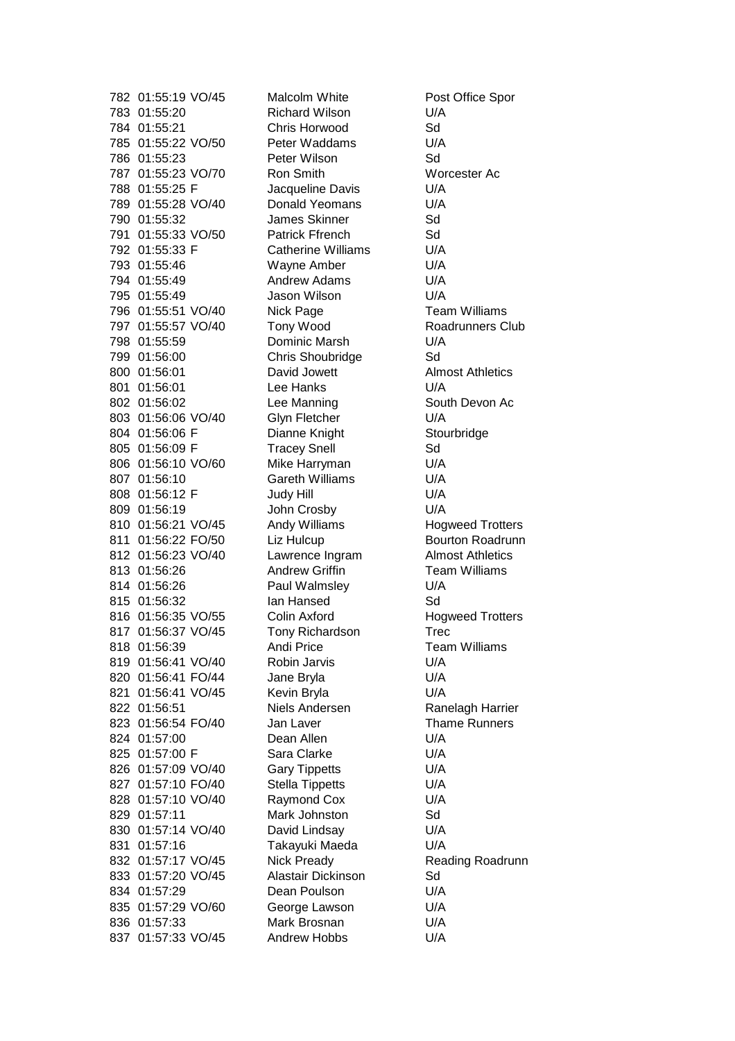| | | | | |
|---|---|---|---|---|
| 782 | 01:55:19 | VO/45 | Malcolm White | Post Office Spor |
| 783 | 01:55:20 | | Richard Wilson | U/A |
| 784 | 01:55:21 | | Chris Horwood | Sd |
| 785 | 01:55:22 | VO/50 | Peter Waddams | U/A |
| 786 | 01:55:23 | | Peter Wilson | Sd |
| 787 | 01:55:23 | VO/70 | Ron Smith | Worcester Ac |
| 788 | 01:55:25 | F | Jacqueline Davis | U/A |
| 789 | 01:55:28 | VO/40 | Donald Yeomans | U/A |
| 790 | 01:55:32 | | James Skinner | Sd |
| 791 | 01:55:33 | VO/50 | Patrick Ffrench | Sd |
| 792 | 01:55:33 | F | Catherine Williams | U/A |
| 793 | 01:55:46 | | Wayne Amber | U/A |
| 794 | 01:55:49 | | Andrew Adams | U/A |
| 795 | 01:55:49 | | Jason Wilson | U/A |
| 796 | 01:55:51 | VO/40 | Nick Page | Team Williams |
| 797 | 01:55:57 | VO/40 | Tony Wood | Roadrunners Club |
| 798 | 01:55:59 | | Dominic Marsh | U/A |
| 799 | 01:56:00 | | Chris Shoubridge | Sd |
| 800 | 01:56:01 | | David Jowett | Almost Athletics |
| 801 | 01:56:01 | | Lee Hanks | U/A |
| 802 | 01:56:02 | | Lee Manning | South Devon Ac |
| 803 | 01:56:06 | VO/40 | Glyn Fletcher | U/A |
| 804 | 01:56:06 | F | Dianne Knight | Stourbridge |
| 805 | 01:56:09 | F | Tracey Snell | Sd |
| 806 | 01:56:10 | VO/60 | Mike Harryman | U/A |
| 807 | 01:56:10 | | Gareth Williams | U/A |
| 808 | 01:56:12 | F | Judy Hill | U/A |
| 809 | 01:56:19 | | John Crosby | U/A |
| 810 | 01:56:21 | VO/45 | Andy Williams | Hogweed Trotters |
| 811 | 01:56:22 | FO/50 | Liz Hulcup | Bourton Roadrunn |
| 812 | 01:56:23 | VO/40 | Lawrence Ingram | Almost Athletics |
| 813 | 01:56:26 | | Andrew Griffin | Team Williams |
| 814 | 01:56:26 | | Paul Walmsley | U/A |
| 815 | 01:56:32 | | Ian Hansed | Sd |
| 816 | 01:56:35 | VO/55 | Colin Axford | Hogweed Trotters |
| 817 | 01:56:37 | VO/45 | Tony Richardson | Trec |
| 818 | 01:56:39 | | Andi Price | Team Williams |
| 819 | 01:56:41 | VO/40 | Robin Jarvis | U/A |
| 820 | 01:56:41 | FO/44 | Jane Bryla | U/A |
| 821 | 01:56:41 | VO/45 | Kevin Bryla | U/A |
| 822 | 01:56:51 | | Niels Andersen | Ranelagh Harrier |
| 823 | 01:56:54 | FO/40 | Jan Laver | Thame Runners |
| 824 | 01:57:00 | | Dean Allen | U/A |
| 825 | 01:57:00 | F | Sara Clarke | U/A |
| 826 | 01:57:09 | VO/40 | Gary Tippetts | U/A |
| 827 | 01:57:10 | FO/40 | Stella Tippetts | U/A |
| 828 | 01:57:10 | VO/40 | Raymond Cox | U/A |
| 829 | 01:57:11 | | Mark Johnston | Sd |
| 830 | 01:57:14 | VO/40 | David Lindsay | U/A |
| 831 | 01:57:16 | | Takayuki Maeda | U/A |
| 832 | 01:57:17 | VO/45 | Nick Pready | Reading Roadrunn |
| 833 | 01:57:20 | VO/45 | Alastair Dickinson | Sd |
| 834 | 01:57:29 | | Dean Poulson | U/A |
| 835 | 01:57:29 | VO/60 | George Lawson | U/A |
| 836 | 01:57:33 | | Mark Brosnan | U/A |
| 837 | 01:57:33 | VO/45 | Andrew Hobbs | U/A |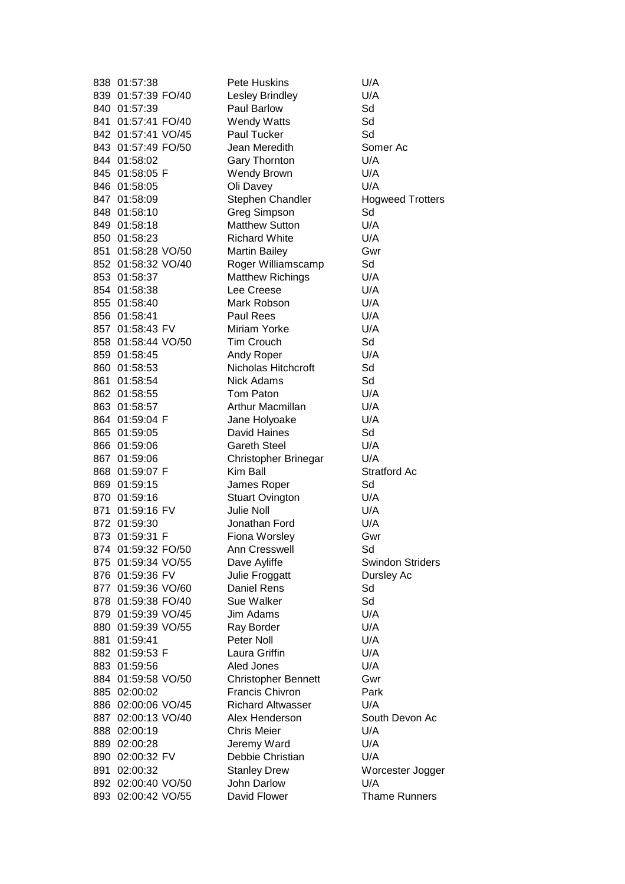| | | | | |
|---|---|---|---|---|
| 838 | 01:57:38 | | Pete Huskins | U/A |
| 839 | 01:57:39 | FO/40 | Lesley Brindley | U/A |
| 840 | 01:57:39 | | Paul Barlow | Sd |
| 841 | 01:57:41 | FO/40 | Wendy Watts | Sd |
| 842 | 01:57:41 | VO/45 | Paul Tucker | Sd |
| 843 | 01:57:49 | FO/50 | Jean Meredith | Somer Ac |
| 844 | 01:58:02 | | Gary Thornton | U/A |
| 845 | 01:58:05 | F | Wendy Brown | U/A |
| 846 | 01:58:05 | | Oli Davey | U/A |
| 847 | 01:58:09 | | Stephen Chandler | Hogweed Trotters |
| 848 | 01:58:10 | | Greg Simpson | Sd |
| 849 | 01:58:18 | | Matthew Sutton | U/A |
| 850 | 01:58:23 | | Richard White | U/A |
| 851 | 01:58:28 | VO/50 | Martin Bailey | Gwr |
| 852 | 01:58:32 | VO/40 | Roger Williamscamp | Sd |
| 853 | 01:58:37 | | Matthew Richings | U/A |
| 854 | 01:58:38 | | Lee Creese | U/A |
| 855 | 01:58:40 | | Mark Robson | U/A |
| 856 | 01:58:41 | | Paul Rees | U/A |
| 857 | 01:58:43 | FV | Miriam Yorke | U/A |
| 858 | 01:58:44 | VO/50 | Tim Crouch | Sd |
| 859 | 01:58:45 | | Andy Roper | U/A |
| 860 | 01:58:53 | | Nicholas Hitchcroft | Sd |
| 861 | 01:58:54 | | Nick Adams | Sd |
| 862 | 01:58:55 | | Tom Paton | U/A |
| 863 | 01:58:57 | | Arthur Macmillan | U/A |
| 864 | 01:59:04 | F | Jane Holyoake | U/A |
| 865 | 01:59:05 | | David Haines | Sd |
| 866 | 01:59:06 | | Gareth Steel | U/A |
| 867 | 01:59:06 | | Christopher Brinegar | U/A |
| 868 | 01:59:07 | F | Kim Ball | Stratford Ac |
| 869 | 01:59:15 | | James Roper | Sd |
| 870 | 01:59:16 | | Stuart Ovington | U/A |
| 871 | 01:59:16 | FV | Julie Noll | U/A |
| 872 | 01:59:30 | | Jonathan Ford | U/A |
| 873 | 01:59:31 | F | Fiona Worsley | Gwr |
| 874 | 01:59:32 | FO/50 | Ann Cresswell | Sd |
| 875 | 01:59:34 | VO/55 | Dave Ayliffe | Swindon Striders |
| 876 | 01:59:36 | FV | Julie Froggatt | Dursley Ac |
| 877 | 01:59:36 | VO/60 | Daniel Rens | Sd |
| 878 | 01:59:38 | FO/40 | Sue Walker | Sd |
| 879 | 01:59:39 | VO/45 | Jim Adams | U/A |
| 880 | 01:59:39 | VO/55 | Ray Border | U/A |
| 881 | 01:59:41 | | Peter Noll | U/A |
| 882 | 01:59:53 | F | Laura Griffin | U/A |
| 883 | 01:59:56 | | Aled Jones | U/A |
| 884 | 01:59:58 | VO/50 | Christopher Bennett | Gwr |
| 885 | 02:00:02 | | Francis Chivron | Park |
| 886 | 02:00:06 | VO/45 | Richard Altwasser | U/A |
| 887 | 02:00:13 | VO/40 | Alex Henderson | South Devon Ac |
| 888 | 02:00:19 | | Chris Meier | U/A |
| 889 | 02:00:28 | | Jeremy Ward | U/A |
| 890 | 02:00:32 | FV | Debbie Christian | U/A |
| 891 | 02:00:32 | | Stanley Drew | Worcester Jogger |
| 892 | 02:00:40 | VO/50 | John Darlow | U/A |
| 893 | 02:00:42 | VO/55 | David Flower | Thame Runners |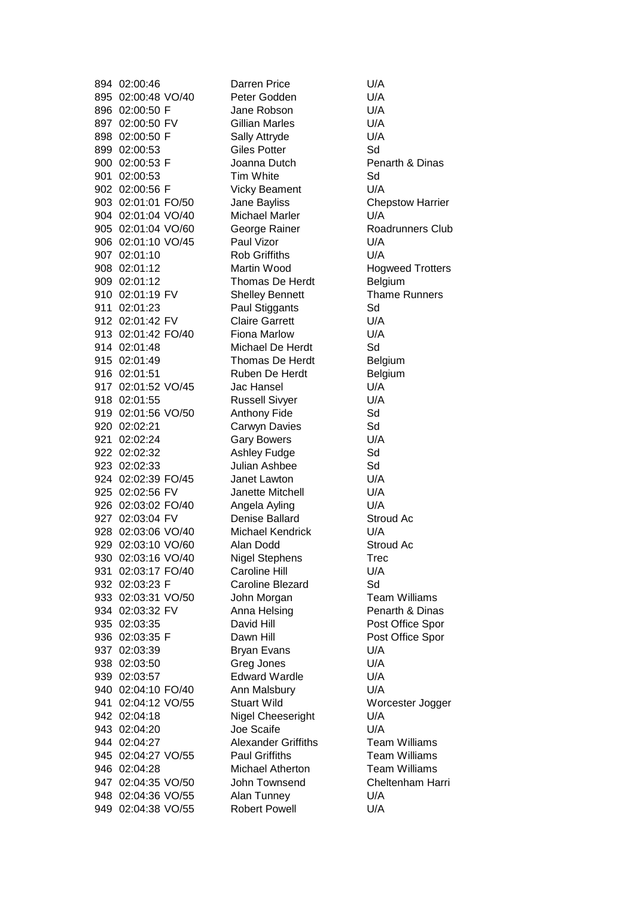| | | | | |
|---|---|---|---|---|
| 894 | 02:00:46 | | Darren Price | U/A |
| 895 | 02:00:48 | VO/40 | Peter Godden | U/A |
| 896 | 02:00:50 | F | Jane Robson | U/A |
| 897 | 02:00:50 | FV | Gillian Marles | U/A |
| 898 | 02:00:50 | F | Sally Attryde | U/A |
| 899 | 02:00:53 | | Giles Potter | Sd |
| 900 | 02:00:53 | F | Joanna Dutch | Penarth & Dinas |
| 901 | 02:00:53 | | Tim White | Sd |
| 902 | 02:00:56 | F | Vicky Beament | U/A |
| 903 | 02:01:01 | FO/50 | Jane Bayliss | Chepstow Harrier |
| 904 | 02:01:04 | VO/40 | Michael Marler | U/A |
| 905 | 02:01:04 | VO/60 | George Rainer | Roadrunners Club |
| 906 | 02:01:10 | VO/45 | Paul Vizor | U/A |
| 907 | 02:01:10 | | Rob Griffiths | U/A |
| 908 | 02:01:12 | | Martin Wood | Hogweed Trotters |
| 909 | 02:01:12 | | Thomas De Herdt | Belgium |
| 910 | 02:01:19 | FV | Shelley Bennett | Thame Runners |
| 911 | 02:01:23 | | Paul Stiggants | Sd |
| 912 | 02:01:42 | FV | Claire Garrett | U/A |
| 913 | 02:01:42 | FO/40 | Fiona Marlow | U/A |
| 914 | 02:01:48 | | Michael De Herdt | Sd |
| 915 | 02:01:49 | | Thomas De Herdt | Belgium |
| 916 | 02:01:51 | | Ruben De Herdt | Belgium |
| 917 | 02:01:52 | VO/45 | Jac Hansel | U/A |
| 918 | 02:01:55 | | Russell Sivyer | U/A |
| 919 | 02:01:56 | VO/50 | Anthony Fide | Sd |
| 920 | 02:02:21 | | Carwyn Davies | Sd |
| 921 | 02:02:24 | | Gary Bowers | U/A |
| 922 | 02:02:32 | | Ashley Fudge | Sd |
| 923 | 02:02:33 | | Julian Ashbee | Sd |
| 924 | 02:02:39 | FO/45 | Janet Lawton | U/A |
| 925 | 02:02:56 | FV | Janette Mitchell | U/A |
| 926 | 02:03:02 | FO/40 | Angela Ayling | U/A |
| 927 | 02:03:04 | FV | Denise Ballard | Stroud Ac |
| 928 | 02:03:06 | VO/40 | Michael Kendrick | U/A |
| 929 | 02:03:10 | VO/60 | Alan Dodd | Stroud Ac |
| 930 | 02:03:16 | VO/40 | Nigel Stephens | Trec |
| 931 | 02:03:17 | FO/40 | Caroline Hill | U/A |
| 932 | 02:03:23 | F | Caroline Blezard | Sd |
| 933 | 02:03:31 | VO/50 | John Morgan | Team Williams |
| 934 | 02:03:32 | FV | Anna Helsing | Penarth & Dinas |
| 935 | 02:03:35 | | David Hill | Post Office Spor |
| 936 | 02:03:35 | F | Dawn Hill | Post Office Spor |
| 937 | 02:03:39 | | Bryan Evans | U/A |
| 938 | 02:03:50 | | Greg Jones | U/A |
| 939 | 02:03:57 | | Edward Wardle | U/A |
| 940 | 02:04:10 | FO/40 | Ann Malsbury | U/A |
| 941 | 02:04:12 | VO/55 | Stuart Wild | Worcester Jogger |
| 942 | 02:04:18 | | Nigel Cheeseright | U/A |
| 943 | 02:04:20 | | Joe Scaife | U/A |
| 944 | 02:04:27 | | Alexander Griffiths | Team Williams |
| 945 | 02:04:27 | VO/55 | Paul Griffiths | Team Williams |
| 946 | 02:04:28 | | Michael Atherton | Team Williams |
| 947 | 02:04:35 | VO/50 | John Townsend | Cheltenham Harri |
| 948 | 02:04:36 | VO/55 | Alan Tunney | U/A |
| 949 | 02:04:38 | VO/55 | Robert Powell | U/A |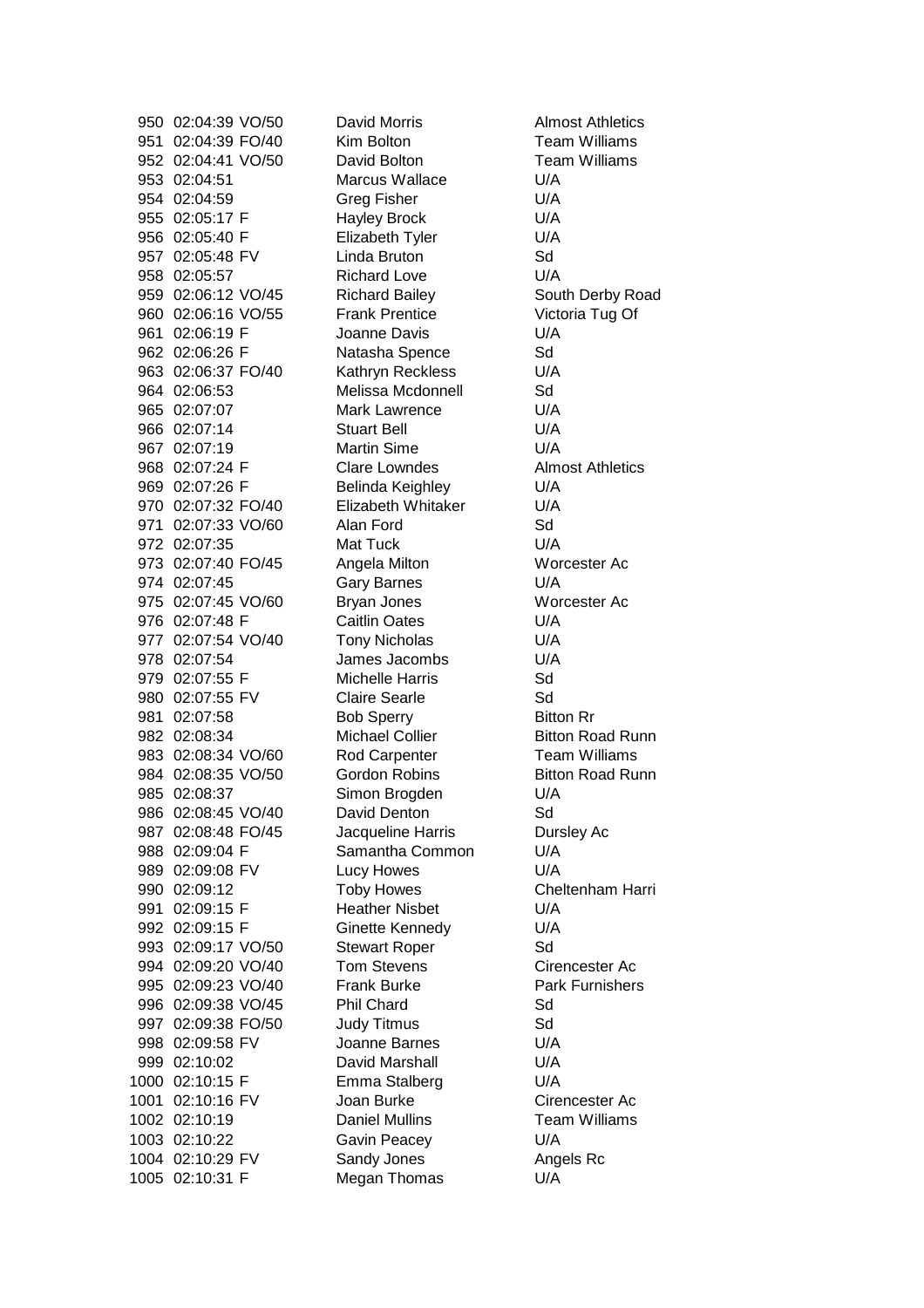| | | | | |
|---|---|---|---|---|
| 950 | 02:04:39 | VO/50 | David Morris | Almost Athletics |
| 951 | 02:04:39 | FO/40 | Kim Bolton | Team Williams |
| 952 | 02:04:41 | VO/50 | David Bolton | Team Williams |
| 953 | 02:04:51 | | Marcus Wallace | U/A |
| 954 | 02:04:59 | | Greg Fisher | U/A |
| 955 | 02:05:17 | F | Hayley Brock | U/A |
| 956 | 02:05:40 | F | Elizabeth Tyler | U/A |
| 957 | 02:05:48 | FV | Linda Bruton | Sd |
| 958 | 02:05:57 | | Richard Love | U/A |
| 959 | 02:06:12 | VO/45 | Richard Bailey | South Derby Road |
| 960 | 02:06:16 | VO/55 | Frank Prentice | Victoria Tug Of |
| 961 | 02:06:19 | F | Joanne Davis | U/A |
| 962 | 02:06:26 | F | Natasha Spence | Sd |
| 963 | 02:06:37 | FO/40 | Kathryn Reckless | U/A |
| 964 | 02:06:53 | | Melissa Mcdonnell | Sd |
| 965 | 02:07:07 | | Mark Lawrence | U/A |
| 966 | 02:07:14 | | Stuart Bell | U/A |
| 967 | 02:07:19 | | Martin Sime | U/A |
| 968 | 02:07:24 | F | Clare Lowndes | Almost Athletics |
| 969 | 02:07:26 | F | Belinda Keighley | U/A |
| 970 | 02:07:32 | FO/40 | Elizabeth Whitaker | U/A |
| 971 | 02:07:33 | VO/60 | Alan Ford | Sd |
| 972 | 02:07:35 | | Mat Tuck | U/A |
| 973 | 02:07:40 | FO/45 | Angela Milton | Worcester Ac |
| 974 | 02:07:45 | | Gary Barnes | U/A |
| 975 | 02:07:45 | VO/60 | Bryan Jones | Worcester Ac |
| 976 | 02:07:48 | F | Caitlin Oates | U/A |
| 977 | 02:07:54 | VO/40 | Tony Nicholas | U/A |
| 978 | 02:07:54 | | James Jacombs | U/A |
| 979 | 02:07:55 | F | Michelle Harris | Sd |
| 980 | 02:07:55 | FV | Claire Searle | Sd |
| 981 | 02:07:58 | | Bob Sperry | Bitton Rr |
| 982 | 02:08:34 | | Michael Collier | Bitton Road Runn |
| 983 | 02:08:34 | VO/60 | Rod Carpenter | Team Williams |
| 984 | 02:08:35 | VO/50 | Gordon Robins | Bitton Road Runn |
| 985 | 02:08:37 | | Simon Brogden | U/A |
| 986 | 02:08:45 | VO/40 | David Denton | Sd |
| 987 | 02:08:48 | FO/45 | Jacqueline Harris | Dursley Ac |
| 988 | 02:09:04 | F | Samantha Common | U/A |
| 989 | 02:09:08 | FV | Lucy Howes | U/A |
| 990 | 02:09:12 | | Toby Howes | Cheltenham Harri |
| 991 | 02:09:15 | F | Heather Nisbet | U/A |
| 992 | 02:09:15 | F | Ginette Kennedy | U/A |
| 993 | 02:09:17 | VO/50 | Stewart Roper | Sd |
| 994 | 02:09:20 | VO/40 | Tom Stevens | Cirencester Ac |
| 995 | 02:09:23 | VO/40 | Frank Burke | Park Furnishers |
| 996 | 02:09:38 | VO/45 | Phil Chard | Sd |
| 997 | 02:09:38 | FO/50 | Judy Titmus | Sd |
| 998 | 02:09:58 | FV | Joanne Barnes | U/A |
| 999 | 02:10:02 | | David Marshall | U/A |
| 1000 | 02:10:15 | F | Emma Stalberg | U/A |
| 1001 | 02:10:16 | FV | Joan Burke | Cirencester Ac |
| 1002 | 02:10:19 | | Daniel Mullins | Team Williams |
| 1003 | 02:10:22 | | Gavin Peacey | U/A |
| 1004 | 02:10:29 | FV | Sandy Jones | Angels Rc |
| 1005 | 02:10:31 | F | Megan Thomas | U/A |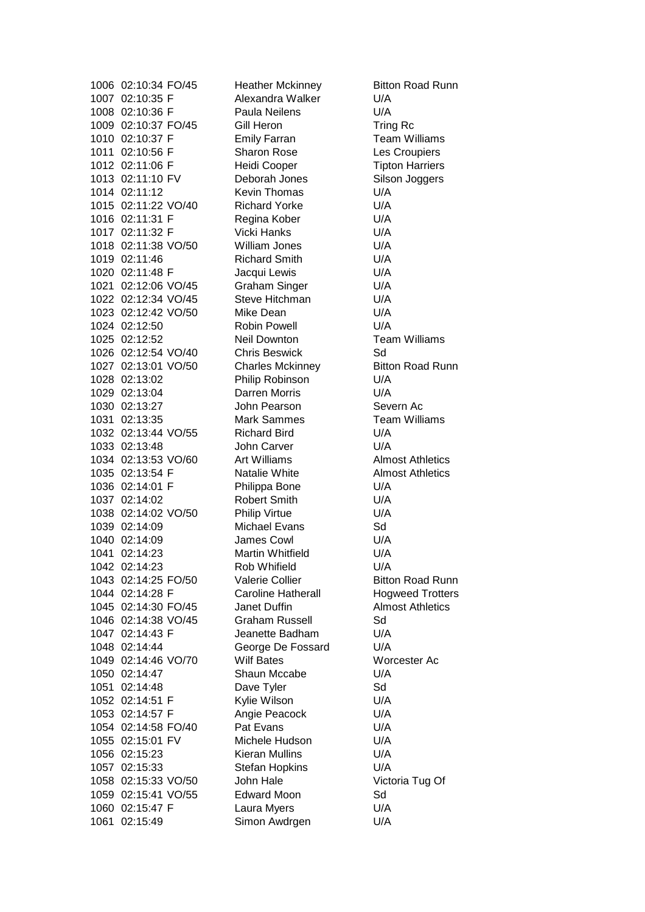| | | | | |
|---|---|---|---|---|
| 1006 | 02:10:34 | FO/45 | Heather Mckinney | Bitton Road Runn |
| 1007 | 02:10:35 | F | Alexandra Walker | U/A |
| 1008 | 02:10:36 | F | Paula Neilens | U/A |
| 1009 | 02:10:37 | FO/45 | Gill Heron | Tring Rc |
| 1010 | 02:10:37 | F | Emily Farran | Team Williams |
| 1011 | 02:10:56 | F | Sharon Rose | Les Croupiers |
| 1012 | 02:11:06 | F | Heidi Cooper | Tipton Harriers |
| 1013 | 02:11:10 | FV | Deborah Jones | Silson Joggers |
| 1014 | 02:11:12 | | Kevin Thomas | U/A |
| 1015 | 02:11:22 | VO/40 | Richard Yorke | U/A |
| 1016 | 02:11:31 | F | Regina Kober | U/A |
| 1017 | 02:11:32 | F | Vicki Hanks | U/A |
| 1018 | 02:11:38 | VO/50 | William Jones | U/A |
| 1019 | 02:11:46 | | Richard Smith | U/A |
| 1020 | 02:11:48 | F | Jacqui Lewis | U/A |
| 1021 | 02:12:06 | VO/45 | Graham Singer | U/A |
| 1022 | 02:12:34 | VO/45 | Steve Hitchman | U/A |
| 1023 | 02:12:42 | VO/50 | Mike Dean | U/A |
| 1024 | 02:12:50 | | Robin Powell | U/A |
| 1025 | 02:12:52 | | Neil Downton | Team Williams |
| 1026 | 02:12:54 | VO/40 | Chris Beswick | Sd |
| 1027 | 02:13:01 | VO/50 | Charles Mckinney | Bitton Road Runn |
| 1028 | 02:13:02 | | Philip Robinson | U/A |
| 1029 | 02:13:04 | | Darren Morris | U/A |
| 1030 | 02:13:27 | | John Pearson | Severn Ac |
| 1031 | 02:13:35 | | Mark Sammes | Team Williams |
| 1032 | 02:13:44 | VO/55 | Richard Bird | U/A |
| 1033 | 02:13:48 | | John Carver | U/A |
| 1034 | 02:13:53 | VO/60 | Art Williams | Almost Athletics |
| 1035 | 02:13:54 | F | Natalie White | Almost Athletics |
| 1036 | 02:14:01 | F | Philippa Bone | U/A |
| 1037 | 02:14:02 | | Robert Smith | U/A |
| 1038 | 02:14:02 | VO/50 | Philip Virtue | U/A |
| 1039 | 02:14:09 | | Michael Evans | Sd |
| 1040 | 02:14:09 | | James Cowl | U/A |
| 1041 | 02:14:23 | | Martin Whitfield | U/A |
| 1042 | 02:14:23 | | Rob Whifield | U/A |
| 1043 | 02:14:25 | FO/50 | Valerie Collier | Bitton Road Runn |
| 1044 | 02:14:28 | F | Caroline Hatherall | Hogweed Trotters |
| 1045 | 02:14:30 | FO/45 | Janet Duffin | Almost Athletics |
| 1046 | 02:14:38 | VO/45 | Graham Russell | Sd |
| 1047 | 02:14:43 | F | Jeanette Badham | U/A |
| 1048 | 02:14:44 | | George De Fossard | U/A |
| 1049 | 02:14:46 | VO/70 | Wilf Bates | Worcester Ac |
| 1050 | 02:14:47 | | Shaun Mccabe | U/A |
| 1051 | 02:14:48 | | Dave Tyler | Sd |
| 1052 | 02:14:51 | F | Kylie Wilson | U/A |
| 1053 | 02:14:57 | F | Angie Peacock | U/A |
| 1054 | 02:14:58 | FO/40 | Pat Evans | U/A |
| 1055 | 02:15:01 | FV | Michele Hudson | U/A |
| 1056 | 02:15:23 | | Kieran Mullins | U/A |
| 1057 | 02:15:33 | | Stefan Hopkins | U/A |
| 1058 | 02:15:33 | VO/50 | John Hale | Victoria Tug Of |
| 1059 | 02:15:41 | VO/55 | Edward Moon | Sd |
| 1060 | 02:15:47 | F | Laura Myers | U/A |
| 1061 | 02:15:49 | | Simon Awdrgen | U/A |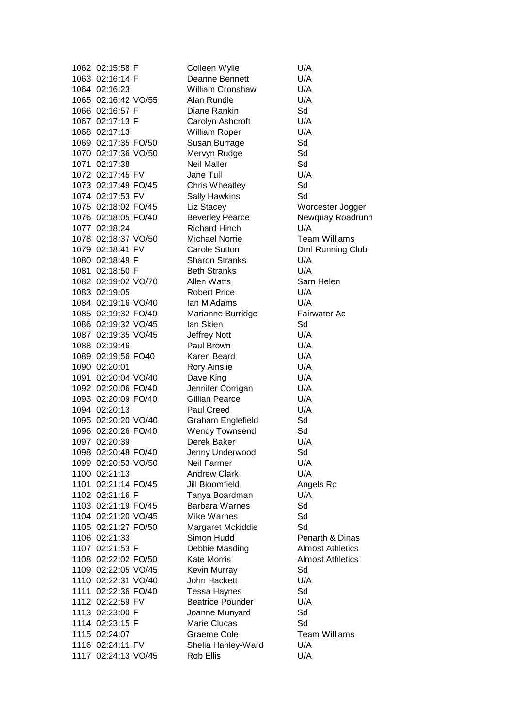| | | | | |
|---|---|---|---|---|
| 1062 | 02:15:58 | F | Colleen Wylie | U/A |
| 1063 | 02:16:14 | F | Deanne Bennett | U/A |
| 1064 | 02:16:23 | | William Cronshaw | U/A |
| 1065 | 02:16:42 | VO/55 | Alan Rundle | U/A |
| 1066 | 02:16:57 | F | Diane Rankin | Sd |
| 1067 | 02:17:13 | F | Carolyn Ashcroft | U/A |
| 1068 | 02:17:13 | | William Roper | U/A |
| 1069 | 02:17:35 | FO/50 | Susan Burrage | Sd |
| 1070 | 02:17:36 | VO/50 | Mervyn Rudge | Sd |
| 1071 | 02:17:38 | | Neil Maller | Sd |
| 1072 | 02:17:45 | FV | Jane Tull | U/A |
| 1073 | 02:17:49 | FO/45 | Chris Wheatley | Sd |
| 1074 | 02:17:53 | FV | Sally Hawkins | Sd |
| 1075 | 02:18:02 | FO/45 | Liz Stacey | Worcester Jogger |
| 1076 | 02:18:05 | FO/40 | Beverley Pearce | Newquay Roadrunn |
| 1077 | 02:18:24 | | Richard Hinch | U/A |
| 1078 | 02:18:37 | VO/50 | Michael Norrie | Team Williams |
| 1079 | 02:18:41 | FV | Carole Sutton | Dml Running Club |
| 1080 | 02:18:49 | F | Sharon Stranks | U/A |
| 1081 | 02:18:50 | F | Beth Stranks | U/A |
| 1082 | 02:19:02 | VO/70 | Allen Watts | Sarn Helen |
| 1083 | 02:19:05 | | Robert Price | U/A |
| 1084 | 02:19:16 | VO/40 | Ian M'Adams | U/A |
| 1085 | 02:19:32 | FO/40 | Marianne Burridge | Fairwater Ac |
| 1086 | 02:19:32 | VO/45 | Ian Skien | Sd |
| 1087 | 02:19:35 | VO/45 | Jeffrey Nott | U/A |
| 1088 | 02:19:46 | | Paul Brown | U/A |
| 1089 | 02:19:56 | FO40 | Karen Beard | U/A |
| 1090 | 02:20:01 | | Rory Ainslie | U/A |
| 1091 | 02:20:04 | VO/40 | Dave King | U/A |
| 1092 | 02:20:06 | FO/40 | Jennifer Corrigan | U/A |
| 1093 | 02:20:09 | FO/40 | Gillian Pearce | U/A |
| 1094 | 02:20:13 | | Paul Creed | U/A |
| 1095 | 02:20:20 | VO/40 | Graham Englefield | Sd |
| 1096 | 02:20:26 | FO/40 | Wendy Townsend | Sd |
| 1097 | 02:20:39 | | Derek Baker | U/A |
| 1098 | 02:20:48 | FO/40 | Jenny Underwood | Sd |
| 1099 | 02:20:53 | VO/50 | Neil Farmer | U/A |
| 1100 | 02:21:13 | | Andrew Clark | U/A |
| 1101 | 02:21:14 | FO/45 | Jill Bloomfield | Angels Rc |
| 1102 | 02:21:16 | F | Tanya Boardman | U/A |
| 1103 | 02:21:19 | FO/45 | Barbara Warnes | Sd |
| 1104 | 02:21:20 | VO/45 | Mike Warnes | Sd |
| 1105 | 02:21:27 | FO/50 | Margaret Mckiddie | Sd |
| 1106 | 02:21:33 | | Simon Hudd | Penarth & Dinas |
| 1107 | 02:21:53 | F | Debbie Masding | Almost Athletics |
| 1108 | 02:22:02 | FO/50 | Kate Morris | Almost Athletics |
| 1109 | 02:22:05 | VO/45 | Kevin Murray | Sd |
| 1110 | 02:22:31 | VO/40 | John Hackett | U/A |
| 1111 | 02:22:36 | FO/40 | Tessa Haynes | Sd |
| 1112 | 02:22:59 | FV | Beatrice Pounder | U/A |
| 1113 | 02:23:00 | F | Joanne Munyard | Sd |
| 1114 | 02:23:15 | F | Marie Clucas | Sd |
| 1115 | 02:24:07 | | Graeme Cole | Team Williams |
| 1116 | 02:24:11 | FV | Shelia Hanley-Ward | U/A |
| 1117 | 02:24:13 | VO/45 | Rob Ellis | U/A |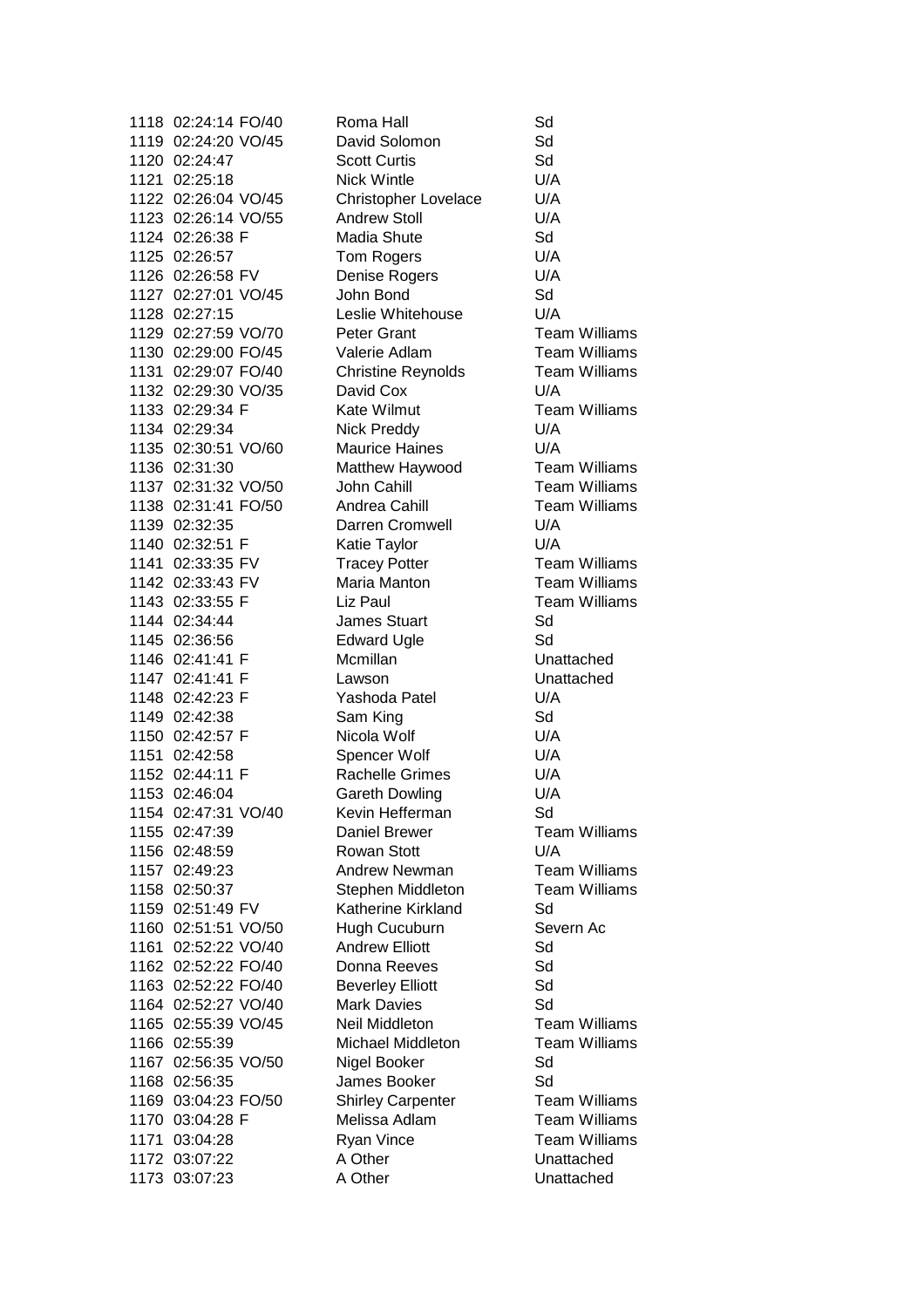| Pos | Time | Cat | Name | Club |
|---|---|---|---|---|
| 1118 | 02:24:14 | FO/40 | Roma Hall | Sd |
| 1119 | 02:24:20 | VO/45 | David Solomon | Sd |
| 1120 | 02:24:47 | | Scott Curtis | Sd |
| 1121 | 02:25:18 | | Nick Wintle | U/A |
| 1122 | 02:26:04 | VO/45 | Christopher Lovelace | U/A |
| 1123 | 02:26:14 | VO/55 | Andrew Stoll | U/A |
| 1124 | 02:26:38 | F | Madia Shute | Sd |
| 1125 | 02:26:57 | | Tom Rogers | U/A |
| 1126 | 02:26:58 | FV | Denise Rogers | U/A |
| 1127 | 02:27:01 | VO/45 | John Bond | Sd |
| 1128 | 02:27:15 | | Leslie Whitehouse | U/A |
| 1129 | 02:27:59 | VO/70 | Peter Grant | Team Williams |
| 1130 | 02:29:00 | FO/45 | Valerie Adlam | Team Williams |
| 1131 | 02:29:07 | FO/40 | Christine Reynolds | Team Williams |
| 1132 | 02:29:30 | VO/35 | David Cox | U/A |
| 1133 | 02:29:34 | F | Kate Wilmut | Team Williams |
| 1134 | 02:29:34 | | Nick Preddy | U/A |
| 1135 | 02:30:51 | VO/60 | Maurice Haines | U/A |
| 1136 | 02:31:30 | | Matthew Haywood | Team Williams |
| 1137 | 02:31:32 | VO/50 | John Cahill | Team Williams |
| 1138 | 02:31:41 | FO/50 | Andrea Cahill | Team Williams |
| 1139 | 02:32:35 | | Darren Cromwell | U/A |
| 1140 | 02:32:51 | F | Katie Taylor | U/A |
| 1141 | 02:33:35 | FV | Tracey Potter | Team Williams |
| 1142 | 02:33:43 | FV | Maria Manton | Team Williams |
| 1143 | 02:33:55 | F | Liz Paul | Team Williams |
| 1144 | 02:34:44 | | James Stuart | Sd |
| 1145 | 02:36:56 | | Edward Ugle | Sd |
| 1146 | 02:41:41 | F | Mcmillan | Unattached |
| 1147 | 02:41:41 | F | Lawson | Unattached |
| 1148 | 02:42:23 | F | Yashoda Patel | U/A |
| 1149 | 02:42:38 | | Sam King | Sd |
| 1150 | 02:42:57 | F | Nicola Wolf | U/A |
| 1151 | 02:42:58 | | Spencer Wolf | U/A |
| 1152 | 02:44:11 | F | Rachelle Grimes | U/A |
| 1153 | 02:46:04 | | Gareth Dowling | U/A |
| 1154 | 02:47:31 | VO/40 | Kevin Hefferman | Sd |
| 1155 | 02:47:39 | | Daniel Brewer | Team Williams |
| 1156 | 02:48:59 | | Rowan Stott | U/A |
| 1157 | 02:49:23 | | Andrew Newman | Team Williams |
| 1158 | 02:50:37 | | Stephen Middleton | Team Williams |
| 1159 | 02:51:49 | FV | Katherine Kirkland | Sd |
| 1160 | 02:51:51 | VO/50 | Hugh Cucuburn | Severn Ac |
| 1161 | 02:52:22 | VO/40 | Andrew Elliott | Sd |
| 1162 | 02:52:22 | FO/40 | Donna Reeves | Sd |
| 1163 | 02:52:22 | FO/40 | Beverley Elliott | Sd |
| 1164 | 02:52:27 | VO/40 | Mark Davies | Sd |
| 1165 | 02:55:39 | VO/45 | Neil Middleton | Team Williams |
| 1166 | 02:55:39 | | Michael Middleton | Team Williams |
| 1167 | 02:56:35 | VO/50 | Nigel Booker | Sd |
| 1168 | 02:56:35 | | James Booker | Sd |
| 1169 | 03:04:23 | FO/50 | Shirley Carpenter | Team Williams |
| 1170 | 03:04:28 | F | Melissa Adlam | Team Williams |
| 1171 | 03:04:28 | | Ryan Vince | Team Williams |
| 1172 | 03:07:22 | | A Other | Unattached |
| 1173 | 03:07:23 | | A Other | Unattached |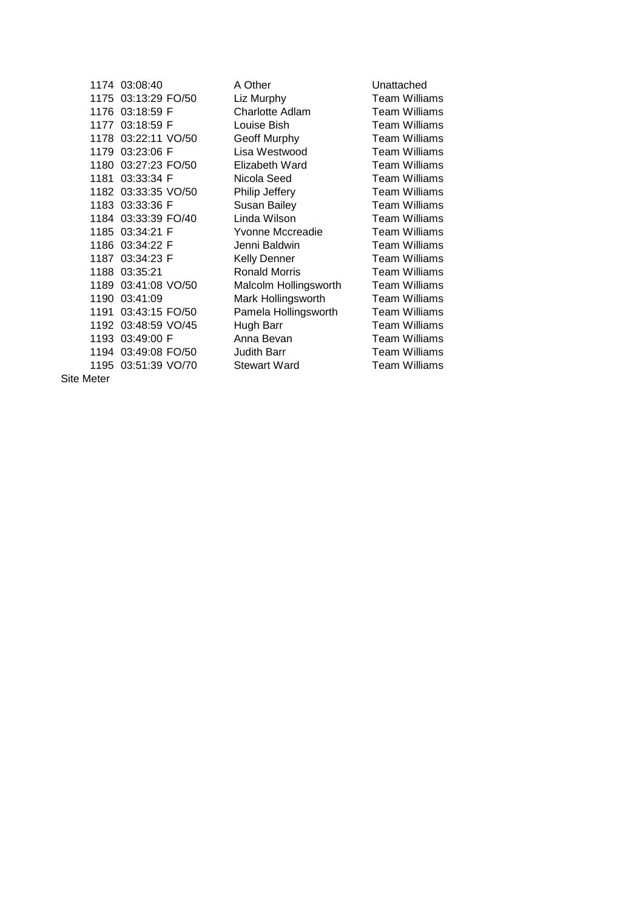| | | | | |
|---|---|---|---|---|
| 1174 | 03:08:40 | | A Other | Unattached |
| 1175 | 03:13:29 | FO/50 | Liz Murphy | Team Williams |
| 1176 | 03:18:59 | F | Charlotte Adlam | Team Williams |
| 1177 | 03:18:59 | F | Louise Bish | Team Williams |
| 1178 | 03:22:11 | VO/50 | Geoff Murphy | Team Williams |
| 1179 | 03:23:06 | F | Lisa Westwood | Team Williams |
| 1180 | 03:27:23 | FO/50 | Elizabeth Ward | Team Williams |
| 1181 | 03:33:34 | F | Nicola Seed | Team Williams |
| 1182 | 03:33:35 | VO/50 | Philip Jeffery | Team Williams |
| 1183 | 03:33:36 | F | Susan Bailey | Team Williams |
| 1184 | 03:33:39 | FO/40 | Linda Wilson | Team Williams |
| 1185 | 03:34:21 | F | Yvonne Mccreadie | Team Williams |
| 1186 | 03:34:22 | F | Jenni Baldwin | Team Williams |
| 1187 | 03:34:23 | F | Kelly Denner | Team Williams |
| 1188 | 03:35:21 | | Ronald Morris | Team Williams |
| 1189 | 03:41:08 | VO/50 | Malcolm Hollingsworth | Team Williams |
| 1190 | 03:41:09 | | Mark Hollingsworth | Team Williams |
| 1191 | 03:43:15 | FO/50 | Pamela Hollingsworth | Team Williams |
| 1192 | 03:48:59 | VO/45 | Hugh Barr | Team Williams |
| 1193 | 03:49:00 | F | Anna Bevan | Team Williams |
| 1194 | 03:49:08 | FO/50 | Judith Barr | Team Williams |
| 1195 | 03:51:39 | VO/70 | Stewart Ward | Team Williams |

Site Meter